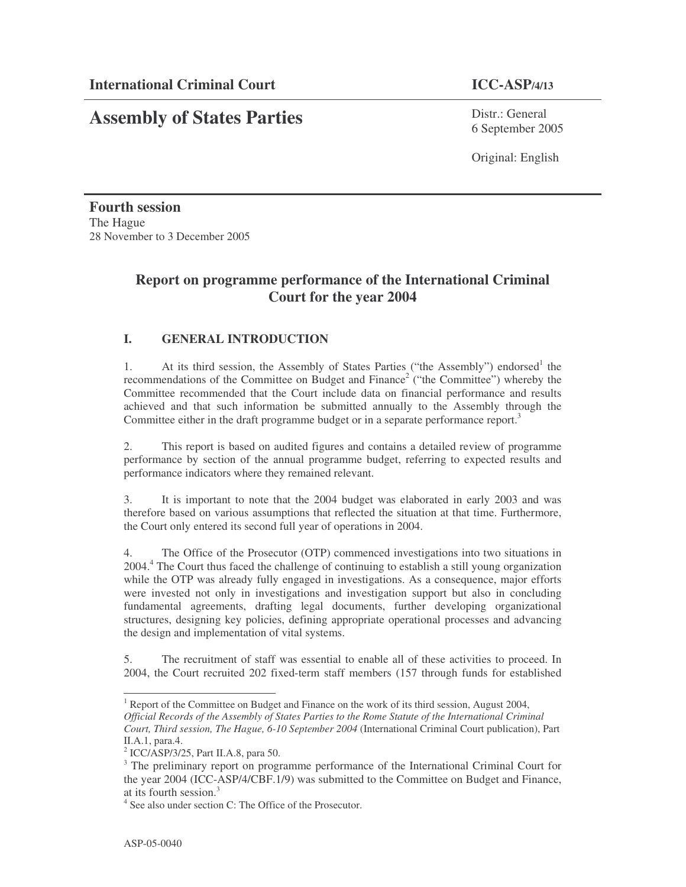**International Criminal Court** **ICC-ASP/4/13**

# Assembly of States Parties

Distr.: General
6 September 2005

Original: English

**Fourth session**
The Hague
28 November to 3 December 2005

## Report on programme performance of the International Criminal Court for the year 2004

### I. GENERAL INTRODUCTION

1. At its third session, the Assembly of States Parties ("the Assembly") endorsed[1] the recommendations of the Committee on Budget and Finance[2] ("the Committee") whereby the Committee recommended that the Court include data on financial performance and results achieved and that such information be submitted annually to the Assembly through the Committee either in the draft programme budget or in a separate performance report.[3]

2. This report is based on audited figures and contains a detailed review of programme performance by section of the annual programme budget, referring to expected results and performance indicators where they remained relevant.

3. It is important to note that the 2004 budget was elaborated in early 2003 and was therefore based on various assumptions that reflected the situation at that time. Furthermore, the Court only entered its second full year of operations in 2004.

4. The Office of the Prosecutor (OTP) commenced investigations into two situations in 2004.[4] The Court thus faced the challenge of continuing to establish a still young organization while the OTP was already fully engaged in investigations. As a consequence, major efforts were invested not only in investigations and investigation support but also in concluding fundamental agreements, drafting legal documents, further developing organizational structures, designing key policies, defining appropriate operational processes and advancing the design and implementation of vital systems.

5. The recruitment of staff was essential to enable all of these activities to proceed. In 2004, the Court recruited 202 fixed-term staff members (157 through funds for established

---

[1] Report of the Committee on Budget and Finance on the work of its third session, August 2004, *Official Records of the Assembly of States Parties to the Rome Statute of the International Criminal Court, Third session, The Hague, 6-10 September 2004* (International Criminal Court publication), Part II.A.1, para.4.

[2] ICC/ASP/3/25, Part II.A.8, para 50.

[3] The preliminary report on programme performance of the International Criminal Court for the year 2004 (ICC-ASP/4/CBF.1/9) was submitted to the Committee on Budget and Finance, at its fourth session.[3]

[4] See also under section C: The Office of the Prosecutor.

ASP-05-0040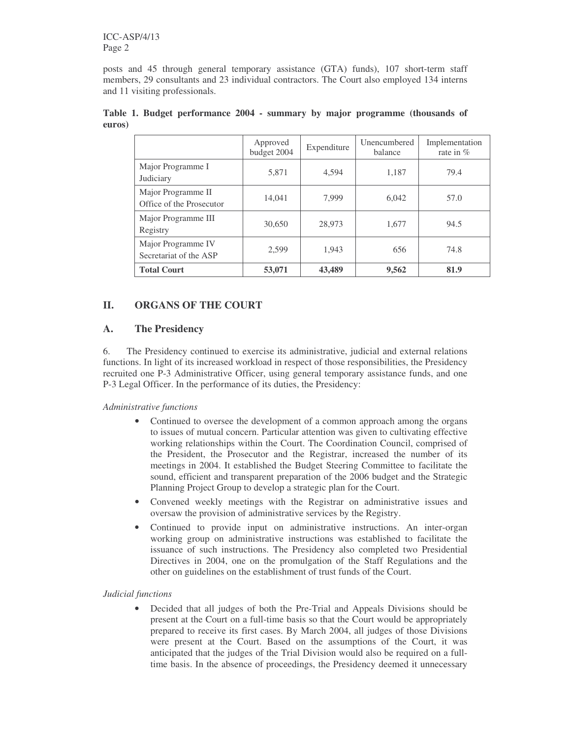posts and 45 through general temporary assistance (GTA) funds), 107 short-term staff members, 29 consultants and 23 individual contractors. The Court also employed 134 interns and 11 visiting professionals.

**Table 1. Budget performance 2004 - summary by major programme (thousands of euros)**

| | Approved budget 2004 | Expenditure | Unencumbered balance | Implementation rate in % |
|---|---|---|---|---|
| Major Programme I Judiciary | 5,871 | 4,594 | 1,187 | 79.4 |
| Major Programme II Office of the Prosecutor | 14,041 | 7,999 | 6,042 | 57.0 |
| Major Programme III Registry | 30,650 | 28,973 | 1,677 | 94.5 |
| Major Programme IV Secretariat of the ASP | 2,599 | 1,943 | 656 | 74.8 |
| **Total Court** | **53,071** | **43,489** | **9,562** | **81.9** |

## II. ORGANS OF THE COURT

### A. The Presidency

6. The Presidency continued to exercise its administrative, judicial and external relations functions. In light of its increased workload in respect of those responsibilities, the Presidency recruited one P-3 Administrative Officer, using general temporary assistance funds, and one P-3 Legal Officer. In the performance of its duties, the Presidency:

*Administrative functions*

- Continued to oversee the development of a common approach among the organs to issues of mutual concern. Particular attention was given to cultivating effective working relationships within the Court. The Coordination Council, comprised of the President, the Prosecutor and the Registrar, increased the number of its meetings in 2004. It established the Budget Steering Committee to facilitate the sound, efficient and transparent preparation of the 2006 budget and the Strategic Planning Project Group to develop a strategic plan for the Court.
- Convened weekly meetings with the Registrar on administrative issues and oversaw the provision of administrative services by the Registry.
- Continued to provide input on administrative instructions. An inter-organ working group on administrative instructions was established to facilitate the issuance of such instructions. The Presidency also completed two Presidential Directives in 2004, one on the promulgation of the Staff Regulations and the other on guidelines on the establishment of trust funds of the Court.

*Judicial functions*

- Decided that all judges of both the Pre-Trial and Appeals Divisions should be present at the Court on a full-time basis so that the Court would be appropriately prepared to receive its first cases. By March 2004, all judges of those Divisions were present at the Court. Based on the assumptions of the Court, it was anticipated that the judges of the Trial Division would also be required on a full-time basis. In the absence of proceedings, the Presidency deemed it unnecessary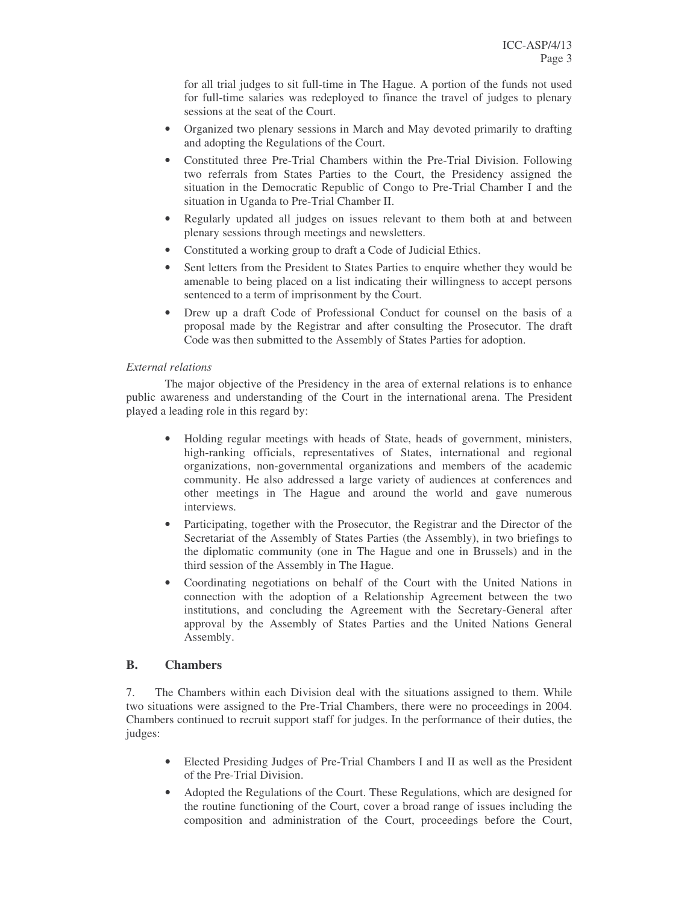for all trial judges to sit full-time in The Hague. A portion of the funds not used for full-time salaries was redeployed to finance the travel of judges to plenary sessions at the seat of the Court.

- Organized two plenary sessions in March and May devoted primarily to drafting and adopting the Regulations of the Court.
- Constituted three Pre-Trial Chambers within the Pre-Trial Division. Following two referrals from States Parties to the Court, the Presidency assigned the situation in the Democratic Republic of Congo to Pre-Trial Chamber I and the situation in Uganda to Pre-Trial Chamber II.
- Regularly updated all judges on issues relevant to them both at and between plenary sessions through meetings and newsletters.
- Constituted a working group to draft a Code of Judicial Ethics.
- Sent letters from the President to States Parties to enquire whether they would be amenable to being placed on a list indicating their willingness to accept persons sentenced to a term of imprisonment by the Court.
- Drew up a draft Code of Professional Conduct for counsel on the basis of a proposal made by the Registrar and after consulting the Prosecutor. The draft Code was then submitted to the Assembly of States Parties for adoption.

*External relations*

The major objective of the Presidency in the area of external relations is to enhance public awareness and understanding of the Court in the international arena. The President played a leading role in this regard by:

- Holding regular meetings with heads of State, heads of government, ministers, high-ranking officials, representatives of States, international and regional organizations, non-governmental organizations and members of the academic community. He also addressed a large variety of audiences at conferences and other meetings in The Hague and around the world and gave numerous interviews.
- Participating, together with the Prosecutor, the Registrar and the Director of the Secretariat of the Assembly of States Parties (the Assembly), in two briefings to the diplomatic community (one in The Hague and one in Brussels) and in the third session of the Assembly in The Hague.
- Coordinating negotiations on behalf of the Court with the United Nations in connection with the adoption of a Relationship Agreement between the two institutions, and concluding the Agreement with the Secretary-General after approval by the Assembly of States Parties and the United Nations General Assembly.

## B. Chambers

7. The Chambers within each Division deal with the situations assigned to them. While two situations were assigned to the Pre-Trial Chambers, there were no proceedings in 2004. Chambers continued to recruit support staff for judges. In the performance of their duties, the judges:

- Elected Presiding Judges of Pre-Trial Chambers I and II as well as the President of the Pre-Trial Division.
- Adopted the Regulations of the Court. These Regulations, which are designed for the routine functioning of the Court, cover a broad range of issues including the composition and administration of the Court, proceedings before the Court,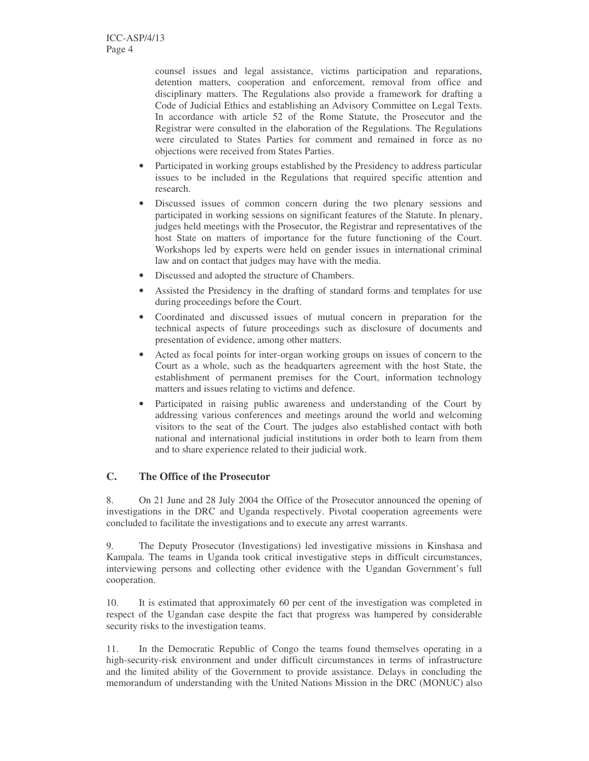counsel issues and legal assistance, victims participation and reparations, detention matters, cooperation and enforcement, removal from office and disciplinary matters. The Regulations also provide a framework for drafting a Code of Judicial Ethics and establishing an Advisory Committee on Legal Texts. In accordance with article 52 of the Rome Statute, the Prosecutor and the Registrar were consulted in the elaboration of the Regulations. The Regulations were circulated to States Parties for comment and remained in force as no objections were received from States Parties.

- Participated in working groups established by the Presidency to address particular issues to be included in the Regulations that required specific attention and research.
- Discussed issues of common concern during the two plenary sessions and participated in working sessions on significant features of the Statute. In plenary, judges held meetings with the Prosecutor, the Registrar and representatives of the host State on matters of importance for the future functioning of the Court. Workshops led by experts were held on gender issues in international criminal law and on contact that judges may have with the media.
- Discussed and adopted the structure of Chambers.
- Assisted the Presidency in the drafting of standard forms and templates for use during proceedings before the Court.
- Coordinated and discussed issues of mutual concern in preparation for the technical aspects of future proceedings such as disclosure of documents and presentation of evidence, among other matters.
- Acted as focal points for inter-organ working groups on issues of concern to the Court as a whole, such as the headquarters agreement with the host State, the establishment of permanent premises for the Court, information technology matters and issues relating to victims and defence.
- Participated in raising public awareness and understanding of the Court by addressing various conferences and meetings around the world and welcoming visitors to the seat of the Court. The judges also established contact with both national and international judicial institutions in order both to learn from them and to share experience related to their judicial work.

## C. The Office of the Prosecutor

8. On 21 June and 28 July 2004 the Office of the Prosecutor announced the opening of investigations in the DRC and Uganda respectively. Pivotal cooperation agreements were concluded to facilitate the investigations and to execute any arrest warrants.

9. The Deputy Prosecutor (Investigations) led investigative missions in Kinshasa and Kampala. The teams in Uganda took critical investigative steps in difficult circumstances, interviewing persons and collecting other evidence with the Ugandan Government's full cooperation.

10. It is estimated that approximately 60 per cent of the investigation was completed in respect of the Ugandan case despite the fact that progress was hampered by considerable security risks to the investigation teams.

11. In the Democratic Republic of Congo the teams found themselves operating in a high-security-risk environment and under difficult circumstances in terms of infrastructure and the limited ability of the Government to provide assistance. Delays in concluding the memorandum of understanding with the United Nations Mission in the DRC (MONUC) also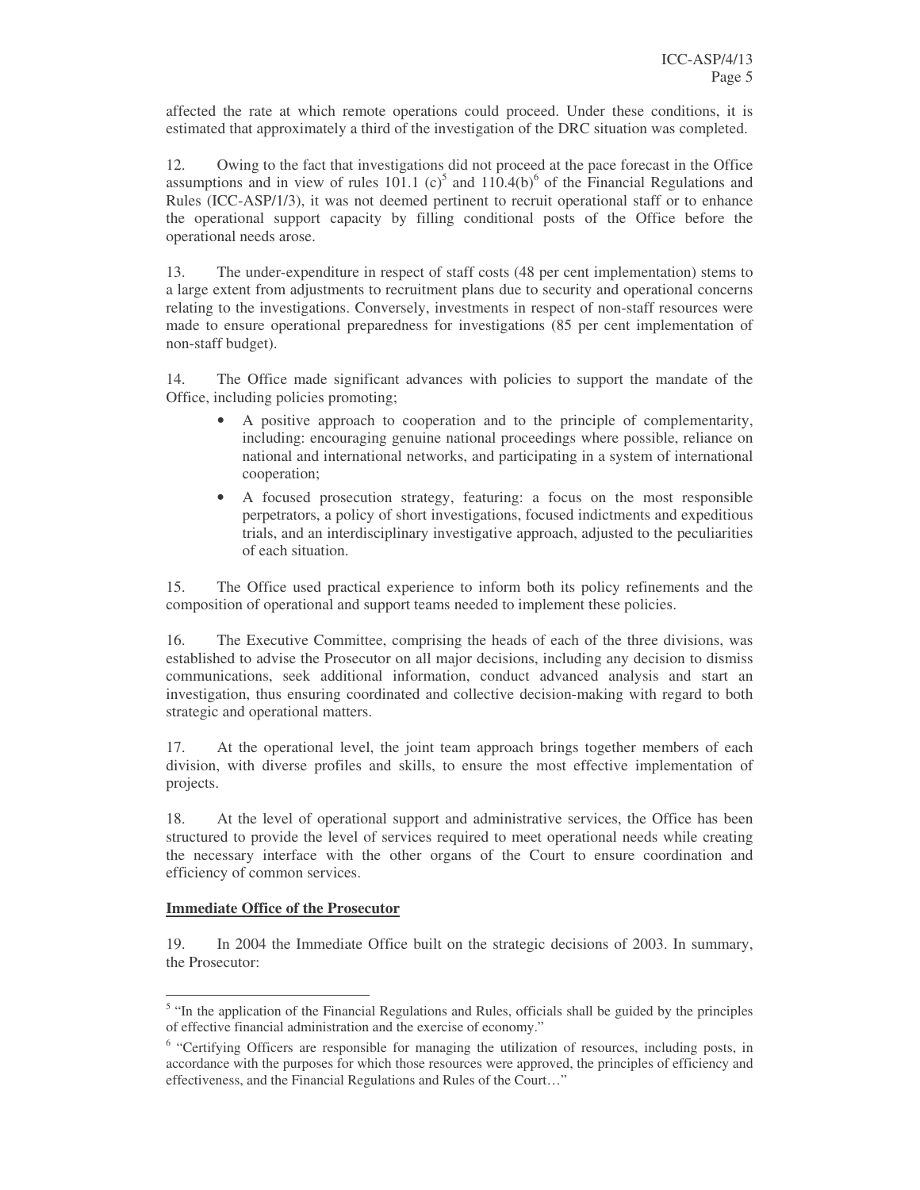affected the rate at which remote operations could proceed. Under these conditions, it is estimated that approximately a third of the investigation of the DRC situation was completed.

12. Owing to the fact that investigations did not proceed at the pace forecast in the Office assumptions and in view of rules 101.1 (c)[5] and 110.4(b)[6] of the Financial Regulations and Rules (ICC-ASP/1/3), it was not deemed pertinent to recruit operational staff or to enhance the operational support capacity by filling conditional posts of the Office before the operational needs arose.

13. The under-expenditure in respect of staff costs (48 per cent implementation) stems to a large extent from adjustments to recruitment plans due to security and operational concerns relating to the investigations. Conversely, investments in respect of non-staff resources were made to ensure operational preparedness for investigations (85 per cent implementation of non-staff budget).

14. The Office made significant advances with policies to support the mandate of the Office, including policies promoting;

- A positive approach to cooperation and to the principle of complementarity, including: encouraging genuine national proceedings where possible, reliance on national and international networks, and participating in a system of international cooperation;
- A focused prosecution strategy, featuring: a focus on the most responsible perpetrators, a policy of short investigations, focused indictments and expeditious trials, and an interdisciplinary investigative approach, adjusted to the peculiarities of each situation.

15. The Office used practical experience to inform both its policy refinements and the composition of operational and support teams needed to implement these policies.

16. The Executive Committee, comprising the heads of each of the three divisions, was established to advise the Prosecutor on all major decisions, including any decision to dismiss communications, seek additional information, conduct advanced analysis and start an investigation, thus ensuring coordinated and collective decision-making with regard to both strategic and operational matters.

17. At the operational level, the joint team approach brings together members of each division, with diverse profiles and skills, to ensure the most effective implementation of projects.

18. At the level of operational support and administrative services, the Office has been structured to provide the level of services required to meet operational needs while creating the necessary interface with the other organs of the Court to ensure coordination and efficiency of common services.

**Immediate Office of the Prosecutor**

19. In 2004 the Immediate Office built on the strategic decisions of 2003. In summary, the Prosecutor:

---

[5] "In the application of the Financial Regulations and Rules, officials shall be guided by the principles of effective financial administration and the exercise of economy."

[6] "Certifying Officers are responsible for managing the utilization of resources, including posts, in accordance with the purposes for which those resources were approved, the principles of efficiency and effectiveness, and the Financial Regulations and Rules of the Court…"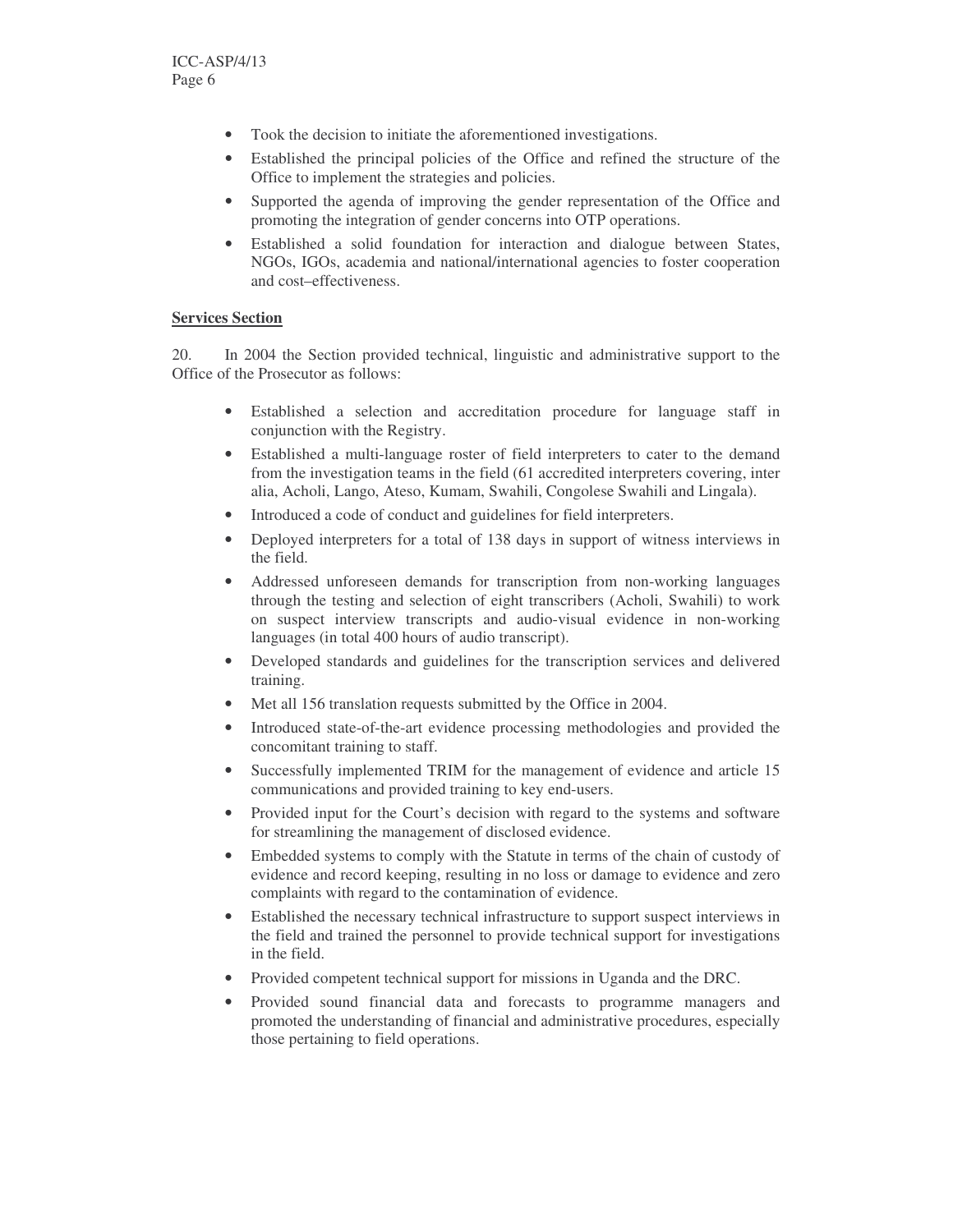- Took the decision to initiate the aforementioned investigations.
- Established the principal policies of the Office and refined the structure of the Office to implement the strategies and policies.
- Supported the agenda of improving the gender representation of the Office and promoting the integration of gender concerns into OTP operations.
- Established a solid foundation for interaction and dialogue between States, NGOs, IGOs, academia and national/international agencies to foster cooperation and cost–effectiveness.

**Services Section**

20. In 2004 the Section provided technical, linguistic and administrative support to the Office of the Prosecutor as follows:

- Established a selection and accreditation procedure for language staff in conjunction with the Registry.
- Established a multi-language roster of field interpreters to cater to the demand from the investigation teams in the field (61 accredited interpreters covering, inter alia, Acholi, Lango, Ateso, Kumam, Swahili, Congolese Swahili and Lingala).
- Introduced a code of conduct and guidelines for field interpreters.
- Deployed interpreters for a total of 138 days in support of witness interviews in the field.
- Addressed unforeseen demands for transcription from non-working languages through the testing and selection of eight transcribers (Acholi, Swahili) to work on suspect interview transcripts and audio-visual evidence in non-working languages (in total 400 hours of audio transcript).
- Developed standards and guidelines for the transcription services and delivered training.
- Met all 156 translation requests submitted by the Office in 2004.
- Introduced state-of-the-art evidence processing methodologies and provided the concomitant training to staff.
- Successfully implemented TRIM for the management of evidence and article 15 communications and provided training to key end-users.
- Provided input for the Court's decision with regard to the systems and software for streamlining the management of disclosed evidence.
- Embedded systems to comply with the Statute in terms of the chain of custody of evidence and record keeping, resulting in no loss or damage to evidence and zero complaints with regard to the contamination of evidence.
- Established the necessary technical infrastructure to support suspect interviews in the field and trained the personnel to provide technical support for investigations in the field.
- Provided competent technical support for missions in Uganda and the DRC.
- Provided sound financial data and forecasts to programme managers and promoted the understanding of financial and administrative procedures, especially those pertaining to field operations.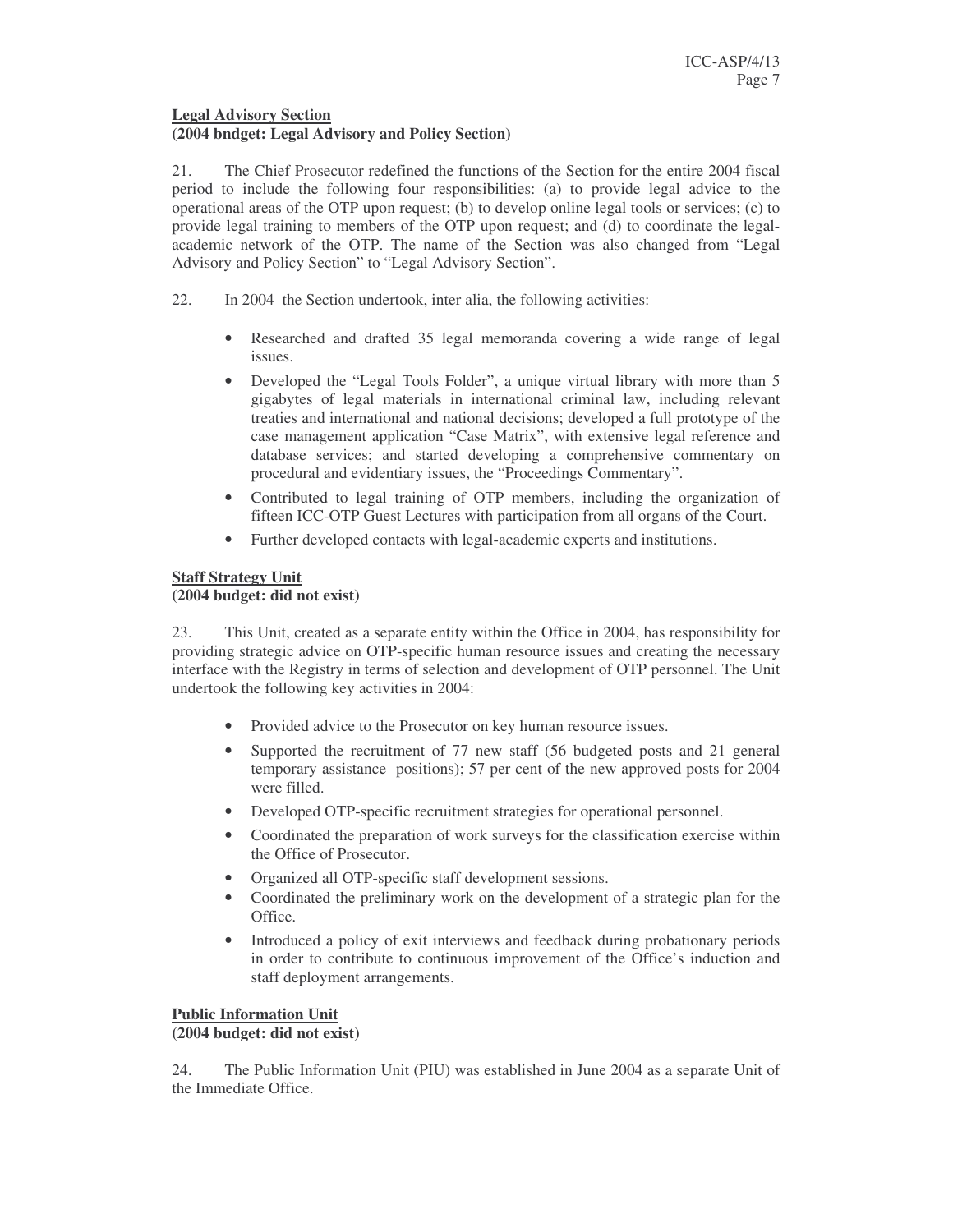**Legal Advisory Section**
**(2004 bndget: Legal Advisory and Policy Section)**

21. The Chief Prosecutor redefined the functions of the Section for the entire 2004 fiscal period to include the following four responsibilities: (a) to provide legal advice to the operational areas of the OTP upon request; (b) to develop online legal tools or services; (c) to provide legal training to members of the OTP upon request; and (d) to coordinate the legal-academic network of the OTP. The name of the Section was also changed from "Legal Advisory and Policy Section" to "Legal Advisory Section".

22. In 2004 the Section undertook, inter alia, the following activities:

- Researched and drafted 35 legal memoranda covering a wide range of legal issues.
- Developed the "Legal Tools Folder", a unique virtual library with more than 5 gigabytes of legal materials in international criminal law, including relevant treaties and international and national decisions; developed a full prototype of the case management application "Case Matrix", with extensive legal reference and database services; and started developing a comprehensive commentary on procedural and evidentiary issues, the "Proceedings Commentary".
- Contributed to legal training of OTP members, including the organization of fifteen ICC-OTP Guest Lectures with participation from all organs of the Court.
- Further developed contacts with legal-academic experts and institutions.

**Staff Strategy Unit**
**(2004 budget: did not exist)**

23. This Unit, created as a separate entity within the Office in 2004, has responsibility for providing strategic advice on OTP-specific human resource issues and creating the necessary interface with the Registry in terms of selection and development of OTP personnel. The Unit undertook the following key activities in 2004:

- Provided advice to the Prosecutor on key human resource issues.
- Supported the recruitment of 77 new staff (56 budgeted posts and 21 general temporary assistance positions); 57 per cent of the new approved posts for 2004 were filled.
- Developed OTP-specific recruitment strategies for operational personnel.
- Coordinated the preparation of work surveys for the classification exercise within the Office of Prosecutor.
- Organized all OTP-specific staff development sessions.
- Coordinated the preliminary work on the development of a strategic plan for the Office.
- Introduced a policy of exit interviews and feedback during probationary periods in order to contribute to continuous improvement of the Office's induction and staff deployment arrangements.

**Public Information Unit**
**(2004 budget: did not exist)**

24. The Public Information Unit (PIU) was established in June 2004 as a separate Unit of the Immediate Office.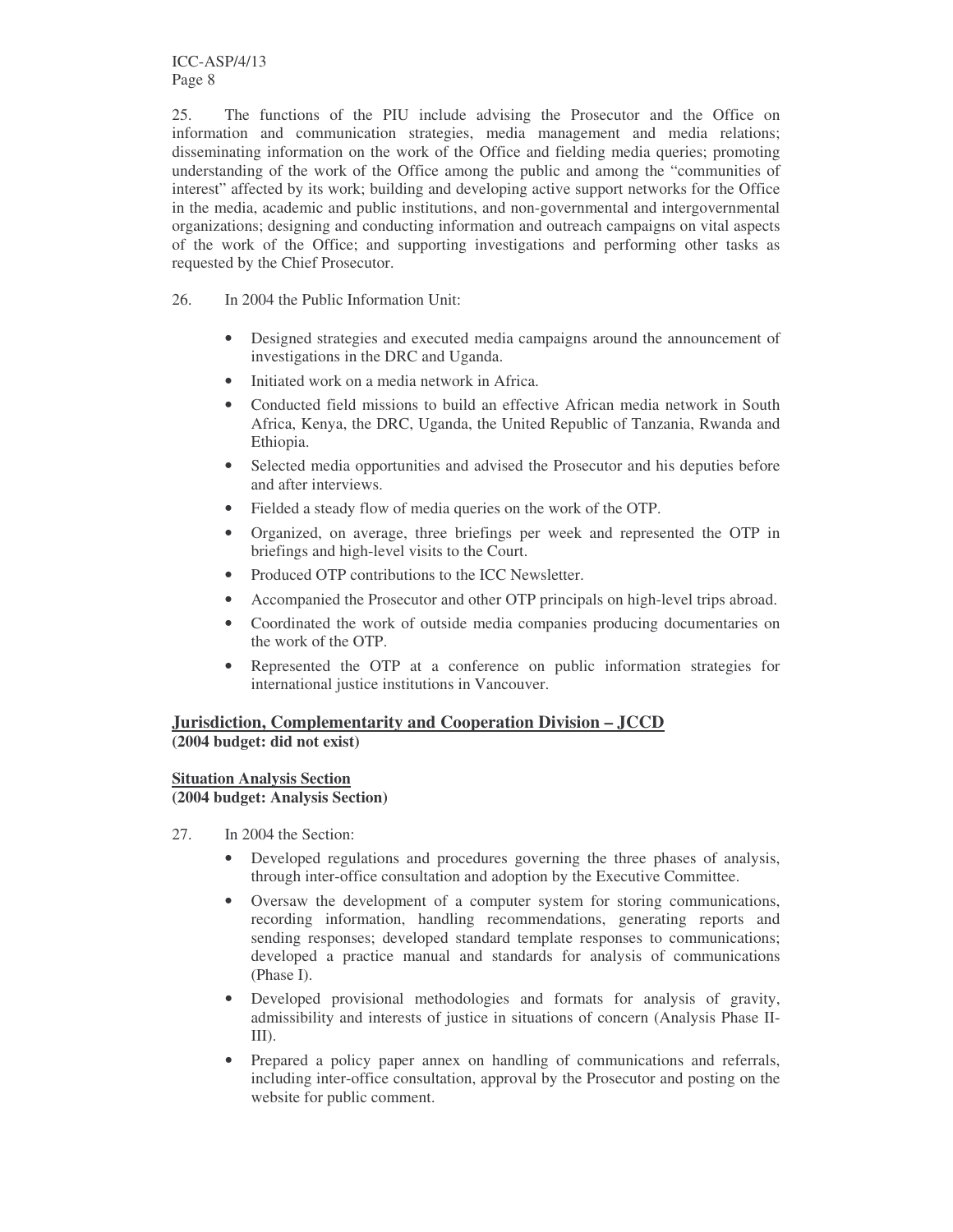25. The functions of the PIU include advising the Prosecutor and the Office on information and communication strategies, media management and media relations; disseminating information on the work of the Office and fielding media queries; promoting understanding of the work of the Office among the public and among the "communities of interest" affected by its work; building and developing active support networks for the Office in the media, academic and public institutions, and non-governmental and intergovernmental organizations; designing and conducting information and outreach campaigns on vital aspects of the work of the Office; and supporting investigations and performing other tasks as requested by the Chief Prosecutor.

26. In 2004 the Public Information Unit:

- Designed strategies and executed media campaigns around the announcement of investigations in the DRC and Uganda.
- Initiated work on a media network in Africa.
- Conducted field missions to build an effective African media network in South Africa, Kenya, the DRC, Uganda, the United Republic of Tanzania, Rwanda and Ethiopia.
- Selected media opportunities and advised the Prosecutor and his deputies before and after interviews.
- Fielded a steady flow of media queries on the work of the OTP.
- Organized, on average, three briefings per week and represented the OTP in briefings and high-level visits to the Court.
- Produced OTP contributions to the ICC Newsletter.
- Accompanied the Prosecutor and other OTP principals on high-level trips abroad.
- Coordinated the work of outside media companies producing documentaries on the work of the OTP.
- Represented the OTP at a conference on public information strategies for international justice institutions in Vancouver.

## Jurisdiction, Complementarity and Cooperation Division – JCCD

**(2004 budget: did not exist)**

### Situation Analysis Section

**(2004 budget: Analysis Section)**

27. In 2004 the Section:

- Developed regulations and procedures governing the three phases of analysis, through inter-office consultation and adoption by the Executive Committee.
- Oversaw the development of a computer system for storing communications, recording information, handling recommendations, generating reports and sending responses; developed standard template responses to communications; developed a practice manual and standards for analysis of communications (Phase I).
- Developed provisional methodologies and formats for analysis of gravity, admissibility and interests of justice in situations of concern (Analysis Phase II-III).
- Prepared a policy paper annex on handling of communications and referrals, including inter-office consultation, approval by the Prosecutor and posting on the website for public comment.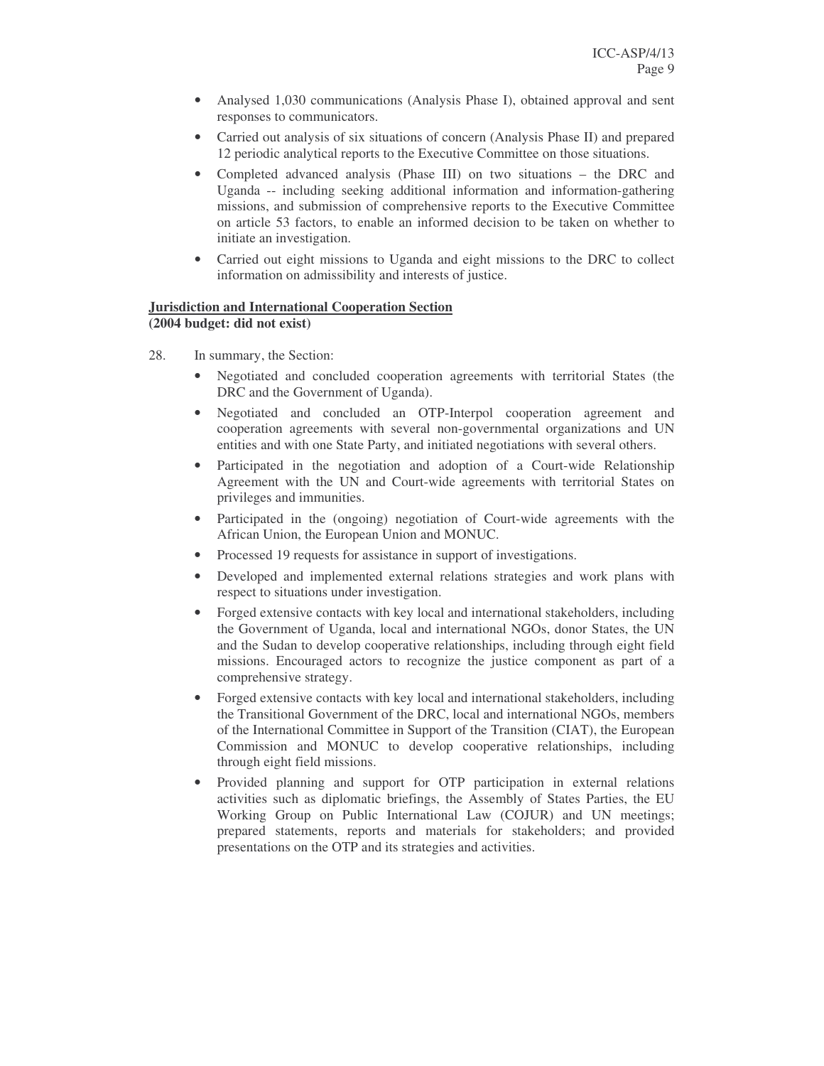- Analysed 1,030 communications (Analysis Phase I), obtained approval and sent responses to communicators.
- Carried out analysis of six situations of concern (Analysis Phase II) and prepared 12 periodic analytical reports to the Executive Committee on those situations.
- Completed advanced analysis (Phase III) on two situations – the DRC and Uganda -- including seeking additional information and information-gathering missions, and submission of comprehensive reports to the Executive Committee on article 53 factors, to enable an informed decision to be taken on whether to initiate an investigation.
- Carried out eight missions to Uganda and eight missions to the DRC to collect information on admissibility and interests of justice.

**Jurisdiction and International Cooperation Section**
**(2004 budget: did not exist)**

28. In summary, the Section:

- Negotiated and concluded cooperation agreements with territorial States (the DRC and the Government of Uganda).
- Negotiated and concluded an OTP-Interpol cooperation agreement and cooperation agreements with several non-governmental organizations and UN entities and with one State Party, and initiated negotiations with several others.
- Participated in the negotiation and adoption of a Court-wide Relationship Agreement with the UN and Court-wide agreements with territorial States on privileges and immunities.
- Participated in the (ongoing) negotiation of Court-wide agreements with the African Union, the European Union and MONUC.
- Processed 19 requests for assistance in support of investigations.
- Developed and implemented external relations strategies and work plans with respect to situations under investigation.
- Forged extensive contacts with key local and international stakeholders, including the Government of Uganda, local and international NGOs, donor States, the UN and the Sudan to develop cooperative relationships, including through eight field missions. Encouraged actors to recognize the justice component as part of a comprehensive strategy.
- Forged extensive contacts with key local and international stakeholders, including the Transitional Government of the DRC, local and international NGOs, members of the International Committee in Support of the Transition (CIAT), the European Commission and MONUC to develop cooperative relationships, including through eight field missions.
- Provided planning and support for OTP participation in external relations activities such as diplomatic briefings, the Assembly of States Parties, the EU Working Group on Public International Law (COJUR) and UN meetings; prepared statements, reports and materials for stakeholders; and provided presentations on the OTP and its strategies and activities.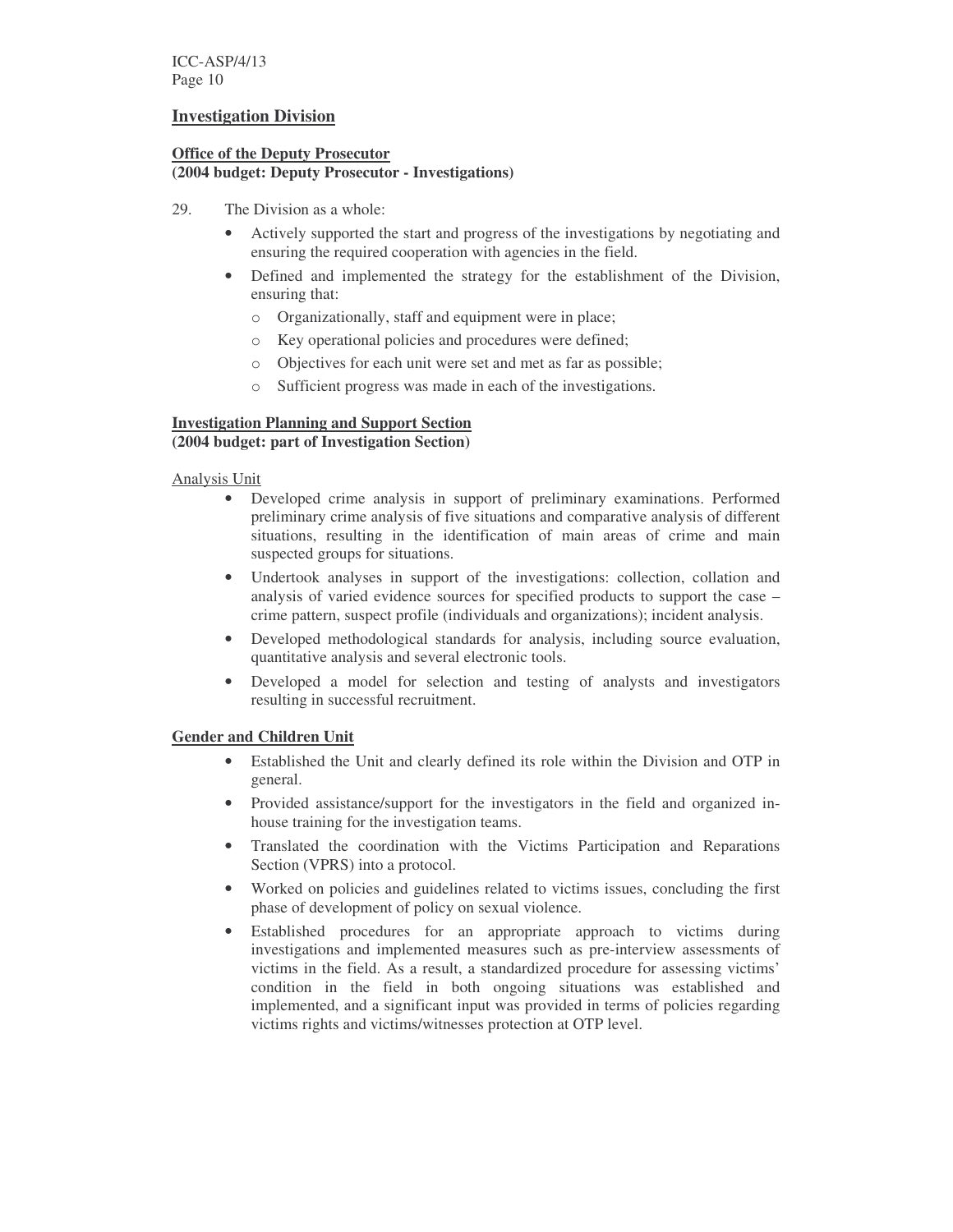## Investigation Division

**Office of the Deputy Prosecutor**
**(2004 budget: Deputy Prosecutor - Investigations)**

29. The Division as a whole:

- Actively supported the start and progress of the investigations by negotiating and ensuring the required cooperation with agencies in the field.
- Defined and implemented the strategy for the establishment of the Division, ensuring that:
  - Organizationally, staff and equipment were in place;
  - Key operational policies and procedures were defined;
  - Objectives for each unit were set and met as far as possible;
  - Sufficient progress was made in each of the investigations.

**Investigation Planning and Support Section**
**(2004 budget: part of Investigation Section)**

Analysis Unit

- Developed crime analysis in support of preliminary examinations. Performed preliminary crime analysis of five situations and comparative analysis of different situations, resulting in the identification of main areas of crime and main suspected groups for situations.
- Undertook analyses in support of the investigations: collection, collation and analysis of varied evidence sources for specified products to support the case – crime pattern, suspect profile (individuals and organizations); incident analysis.
- Developed methodological standards for analysis, including source evaluation, quantitative analysis and several electronic tools.
- Developed a model for selection and testing of analysts and investigators resulting in successful recruitment.

**Gender and Children Unit**

- Established the Unit and clearly defined its role within the Division and OTP in general.
- Provided assistance/support for the investigators in the field and organized in-house training for the investigation teams.
- Translated the coordination with the Victims Participation and Reparations Section (VPRS) into a protocol.
- Worked on policies and guidelines related to victims issues, concluding the first phase of development of policy on sexual violence.
- Established procedures for an appropriate approach to victims during investigations and implemented measures such as pre-interview assessments of victims in the field. As a result, a standardized procedure for assessing victims' condition in the field in both ongoing situations was established and implemented, and a significant input was provided in terms of policies regarding victims rights and victims/witnesses protection at OTP level.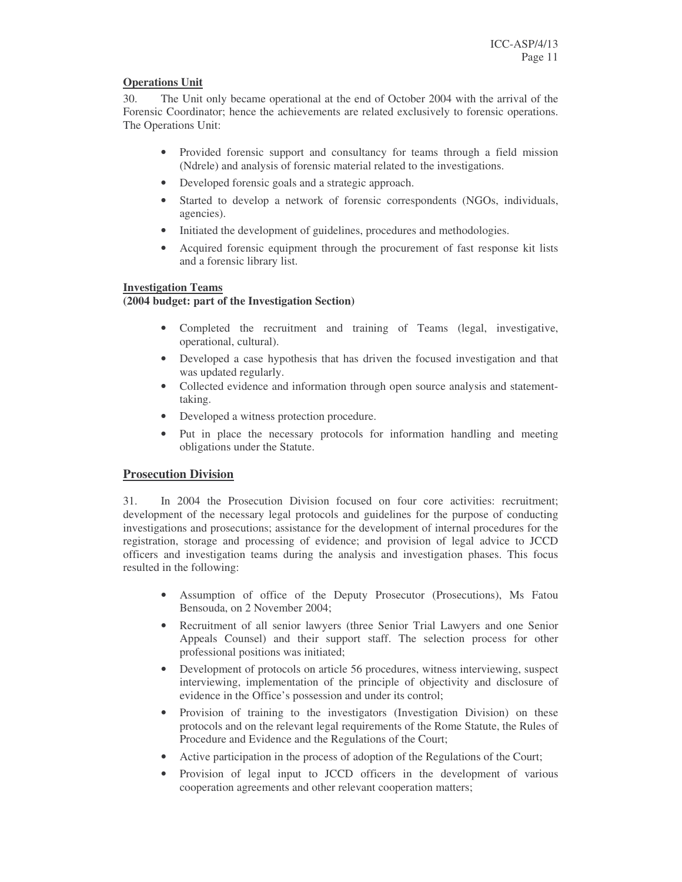**Operations Unit**

30. The Unit only became operational at the end of October 2004 with the arrival of the Forensic Coordinator; hence the achievements are related exclusively to forensic operations. The Operations Unit:

- Provided forensic support and consultancy for teams through a field mission (Ndrele) and analysis of forensic material related to the investigations.
- Developed forensic goals and a strategic approach.
- Started to develop a network of forensic correspondents (NGOs, individuals, agencies).
- Initiated the development of guidelines, procedures and methodologies.
- Acquired forensic equipment through the procurement of fast response kit lists and a forensic library list.

**Investigation Teams**
**(2004 budget: part of the Investigation Section)**

- Completed the recruitment and training of Teams (legal, investigative, operational, cultural).
- Developed a case hypothesis that has driven the focused investigation and that was updated regularly.
- Collected evidence and information through open source analysis and statement-taking.
- Developed a witness protection procedure.
- Put in place the necessary protocols for information handling and meeting obligations under the Statute.

## Prosecution Division

31. In 2004 the Prosecution Division focused on four core activities: recruitment; development of the necessary legal protocols and guidelines for the purpose of conducting investigations and prosecutions; assistance for the development of internal procedures for the registration, storage and processing of evidence; and provision of legal advice to JCCD officers and investigation teams during the analysis and investigation phases. This focus resulted in the following:

- Assumption of office of the Deputy Prosecutor (Prosecutions), Ms Fatou Bensouda, on 2 November 2004;
- Recruitment of all senior lawyers (three Senior Trial Lawyers and one Senior Appeals Counsel) and their support staff. The selection process for other professional positions was initiated;
- Development of protocols on article 56 procedures, witness interviewing, suspect interviewing, implementation of the principle of objectivity and disclosure of evidence in the Office's possession and under its control;
- Provision of training to the investigators (Investigation Division) on these protocols and on the relevant legal requirements of the Rome Statute, the Rules of Procedure and Evidence and the Regulations of the Court;
- Active participation in the process of adoption of the Regulations of the Court;
- Provision of legal input to JCCD officers in the development of various cooperation agreements and other relevant cooperation matters;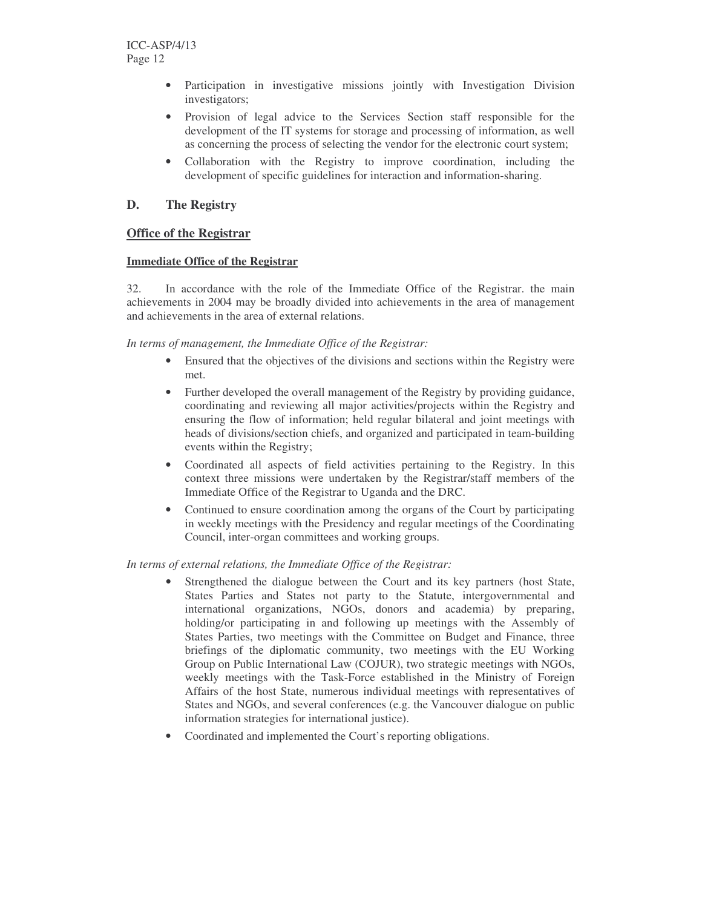- Participation in investigative missions jointly with Investigation Division investigators;
- Provision of legal advice to the Services Section staff responsible for the development of the IT systems for storage and processing of information, as well as concerning the process of selecting the vendor for the electronic court system;
- Collaboration with the Registry to improve coordination, including the development of specific guidelines for interaction and information-sharing.

## D. The Registry

### Office of the Registrar

#### Immediate Office of the Registrar

32. In accordance with the role of the Immediate Office of the Registrar. the main achievements in 2004 may be broadly divided into achievements in the area of management and achievements in the area of external relations.

*In terms of management, the Immediate Office of the Registrar:*

- Ensured that the objectives of the divisions and sections within the Registry were met.
- Further developed the overall management of the Registry by providing guidance, coordinating and reviewing all major activities/projects within the Registry and ensuring the flow of information; held regular bilateral and joint meetings with heads of divisions/section chiefs, and organized and participated in team-building events within the Registry;
- Coordinated all aspects of field activities pertaining to the Registry. In this context three missions were undertaken by the Registrar/staff members of the Immediate Office of the Registrar to Uganda and the DRC.
- Continued to ensure coordination among the organs of the Court by participating in weekly meetings with the Presidency and regular meetings of the Coordinating Council, inter-organ committees and working groups.

*In terms of external relations, the Immediate Office of the Registrar:*

- Strengthened the dialogue between the Court and its key partners (host State, States Parties and States not party to the Statute, intergovernmental and international organizations, NGOs, donors and academia) by preparing, holding/or participating in and following up meetings with the Assembly of States Parties, two meetings with the Committee on Budget and Finance, three briefings of the diplomatic community, two meetings with the EU Working Group on Public International Law (COJUR), two strategic meetings with NGOs, weekly meetings with the Task-Force established in the Ministry of Foreign Affairs of the host State, numerous individual meetings with representatives of States and NGOs, and several conferences (e.g. the Vancouver dialogue on public information strategies for international justice).
- Coordinated and implemented the Court's reporting obligations.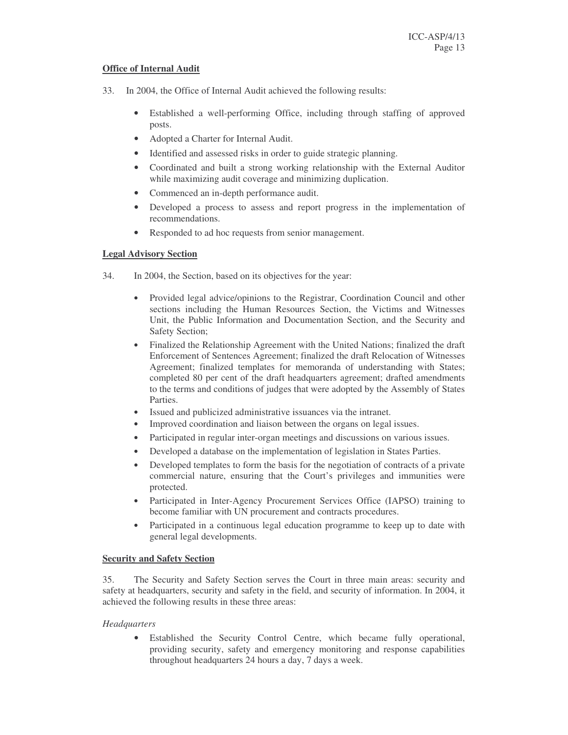**Office of Internal Audit**

33. In 2004, the Office of Internal Audit achieved the following results:

- Established a well-performing Office, including through staffing of approved posts.
- Adopted a Charter for Internal Audit.
- Identified and assessed risks in order to guide strategic planning.
- Coordinated and built a strong working relationship with the External Auditor while maximizing audit coverage and minimizing duplication.
- Commenced an in-depth performance audit.
- Developed a process to assess and report progress in the implementation of recommendations.
- Responded to ad hoc requests from senior management.

**Legal Advisory Section**

34. In 2004, the Section, based on its objectives for the year:

- Provided legal advice/opinions to the Registrar, Coordination Council and other sections including the Human Resources Section, the Victims and Witnesses Unit, the Public Information and Documentation Section, and the Security and Safety Section;
- Finalized the Relationship Agreement with the United Nations; finalized the draft Enforcement of Sentences Agreement; finalized the draft Relocation of Witnesses Agreement; finalized templates for memoranda of understanding with States; completed 80 per cent of the draft headquarters agreement; drafted amendments to the terms and conditions of judges that were adopted by the Assembly of States Parties.
- Issued and publicized administrative issuances via the intranet.
- Improved coordination and liaison between the organs on legal issues.
- Participated in regular inter-organ meetings and discussions on various issues.
- Developed a database on the implementation of legislation in States Parties.
- Developed templates to form the basis for the negotiation of contracts of a private commercial nature, ensuring that the Court's privileges and immunities were protected.
- Participated in Inter-Agency Procurement Services Office (IAPSO) training to become familiar with UN procurement and contracts procedures.
- Participated in a continuous legal education programme to keep up to date with general legal developments.

**Security and Safety Section**

35. The Security and Safety Section serves the Court in three main areas: security and safety at headquarters, security and safety in the field, and security of information. In 2004, it achieved the following results in these three areas:

*Headquarters*

- Established the Security Control Centre, which became fully operational, providing security, safety and emergency monitoring and response capabilities throughout headquarters 24 hours a day, 7 days a week.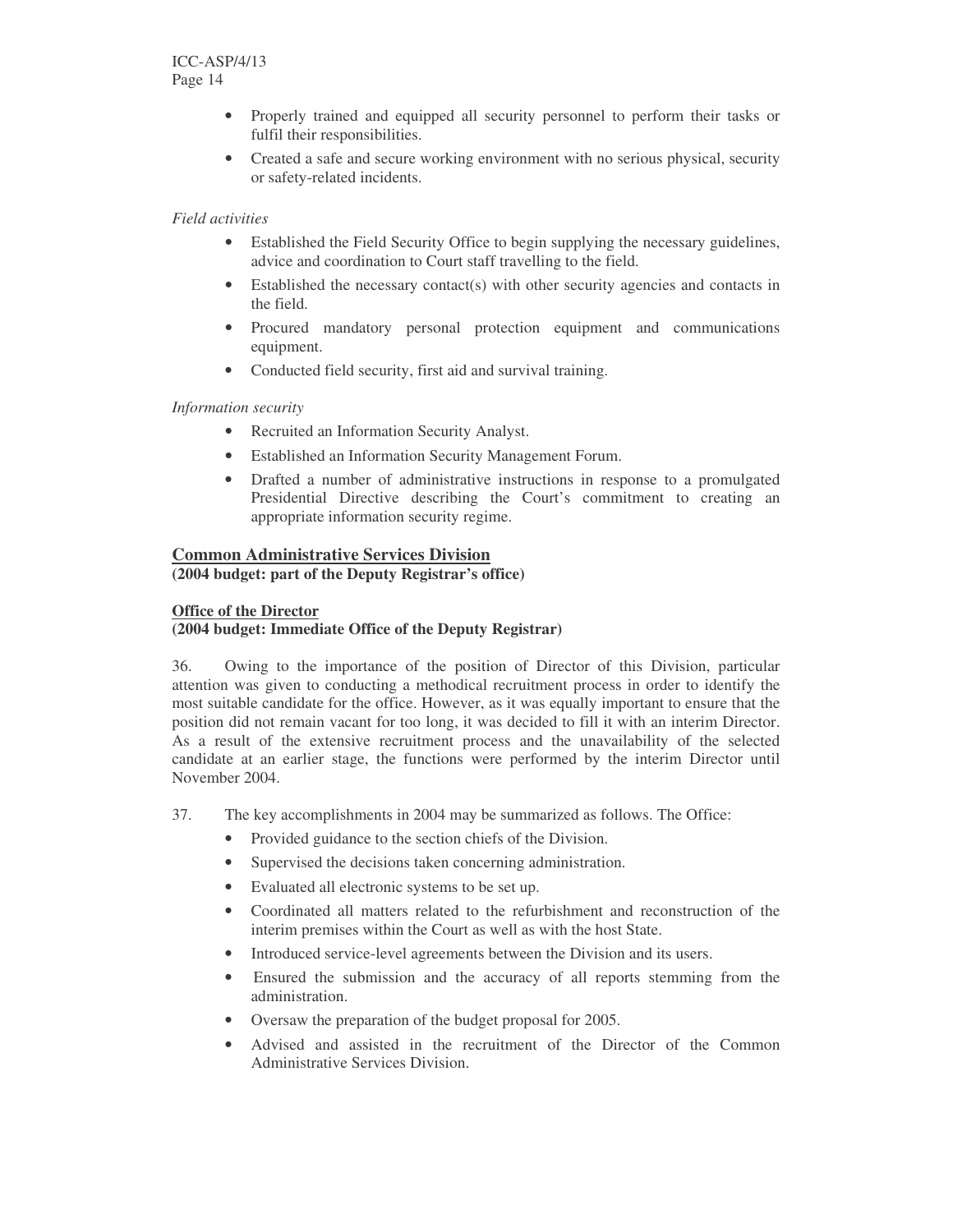- Properly trained and equipped all security personnel to perform their tasks or fulfil their responsibilities.
- Created a safe and secure working environment with no serious physical, security or safety-related incidents.

*Field activities*

- Established the Field Security Office to begin supplying the necessary guidelines, advice and coordination to Court staff travelling to the field.
- Established the necessary contact(s) with other security agencies and contacts in the field.
- Procured mandatory personal protection equipment and communications equipment.
- Conducted field security, first aid and survival training.

*Information security*

- Recruited an Information Security Analyst.
- Established an Information Security Management Forum.
- Drafted a number of administrative instructions in response to a promulgated Presidential Directive describing the Court's commitment to creating an appropriate information security regime.

## Common Administrative Services Division
**(2004 budget: part of the Deputy Registrar's office)**

### Office of the Director
**(2004 budget: Immediate Office of the Deputy Registrar)**

36. Owing to the importance of the position of Director of this Division, particular attention was given to conducting a methodical recruitment process in order to identify the most suitable candidate for the office. However, as it was equally important to ensure that the position did not remain vacant for too long, it was decided to fill it with an interim Director. As a result of the extensive recruitment process and the unavailability of the selected candidate at an earlier stage, the functions were performed by the interim Director until November 2004.

37. The key accomplishments in 2004 may be summarized as follows. The Office:

- Provided guidance to the section chiefs of the Division.
- Supervised the decisions taken concerning administration.
- Evaluated all electronic systems to be set up.
- Coordinated all matters related to the refurbishment and reconstruction of the interim premises within the Court as well as with the host State.
- Introduced service-level agreements between the Division and its users.
- Ensured the submission and the accuracy of all reports stemming from the administration.
- Oversaw the preparation of the budget proposal for 2005.
- Advised and assisted in the recruitment of the Director of the Common Administrative Services Division.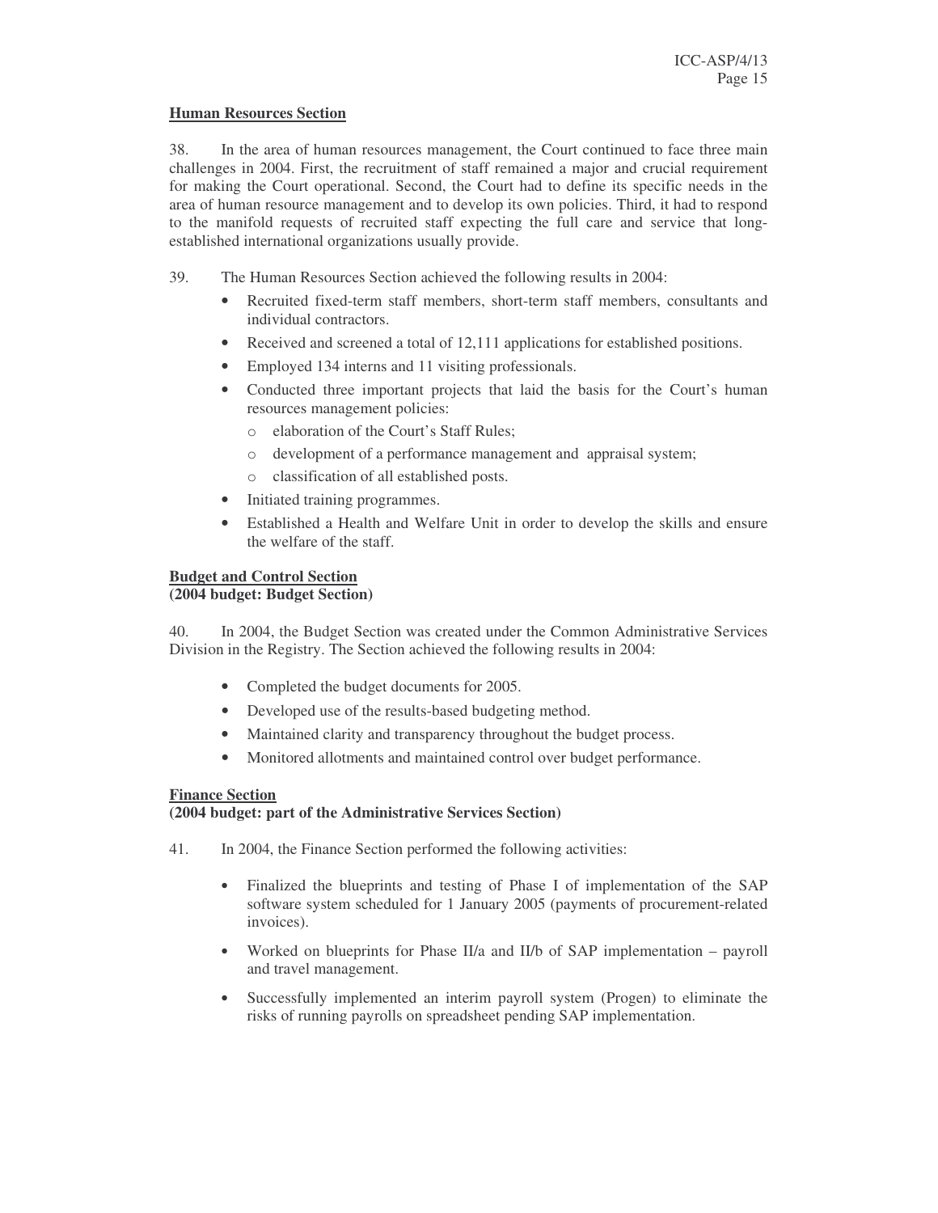**Human Resources Section**

38. In the area of human resources management, the Court continued to face three main challenges in 2004. First, the recruitment of staff remained a major and crucial requirement for making the Court operational. Second, the Court had to define its specific needs in the area of human resource management and to develop its own policies. Third, it had to respond to the manifold requests of recruited staff expecting the full care and service that long-established international organizations usually provide.

39. The Human Resources Section achieved the following results in 2004:

- Recruited fixed-term staff members, short-term staff members, consultants and individual contractors.
- Received and screened a total of 12,111 applications for established positions.
- Employed 134 interns and 11 visiting professionals.
- Conducted three important projects that laid the basis for the Court's human resources management policies:
  - elaboration of the Court's Staff Rules;
  - development of a performance management and appraisal system;
  - classification of all established posts.
- Initiated training programmes.
- Established a Health and Welfare Unit in order to develop the skills and ensure the welfare of the staff.

**Budget and Control Section**
**(2004 budget: Budget Section)**

40. In 2004, the Budget Section was created under the Common Administrative Services Division in the Registry. The Section achieved the following results in 2004:

- Completed the budget documents for 2005.
- Developed use of the results-based budgeting method.
- Maintained clarity and transparency throughout the budget process.
- Monitored allotments and maintained control over budget performance.

**Finance Section**
**(2004 budget: part of the Administrative Services Section)**

41. In 2004, the Finance Section performed the following activities:

- Finalized the blueprints and testing of Phase I of implementation of the SAP software system scheduled for 1 January 2005 (payments of procurement-related invoices).
- Worked on blueprints for Phase II/a and II/b of SAP implementation – payroll and travel management.
- Successfully implemented an interim payroll system (Progen) to eliminate the risks of running payrolls on spreadsheet pending SAP implementation.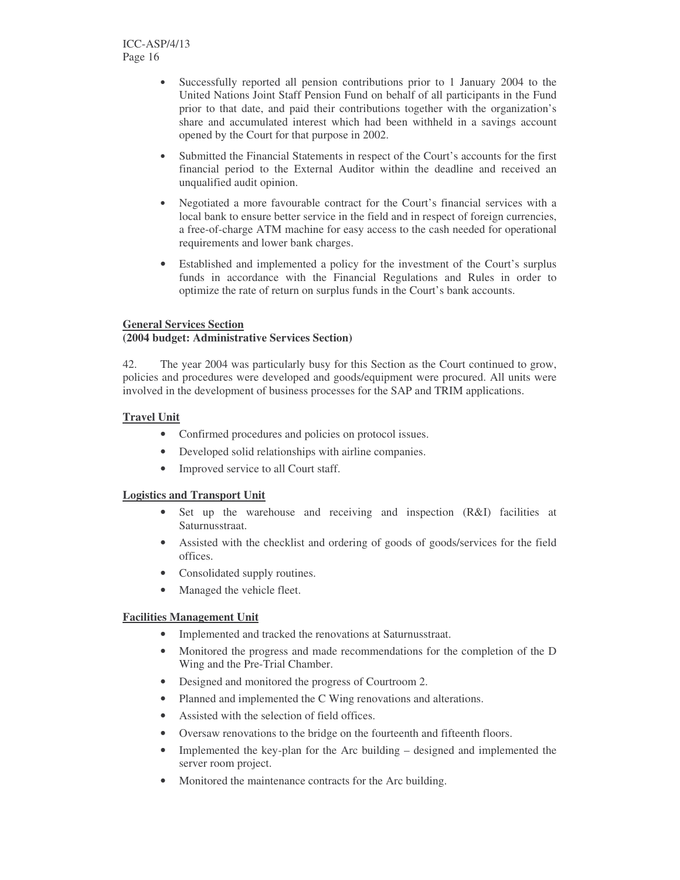- Successfully reported all pension contributions prior to 1 January 2004 to the United Nations Joint Staff Pension Fund on behalf of all participants in the Fund prior to that date, and paid their contributions together with the organization's share and accumulated interest which had been withheld in a savings account opened by the Court for that purpose in 2002.
- Submitted the Financial Statements in respect of the Court's accounts for the first financial period to the External Auditor within the deadline and received an unqualified audit opinion.
- Negotiated a more favourable contract for the Court's financial services with a local bank to ensure better service in the field and in respect of foreign currencies, a free-of-charge ATM machine for easy access to the cash needed for operational requirements and lower bank charges.
- Established and implemented a policy for the investment of the Court's surplus funds in accordance with the Financial Regulations and Rules in order to optimize the rate of return on surplus funds in the Court's bank accounts.

**General Services Section**
**(2004 budget: Administrative Services Section)**

42. The year 2004 was particularly busy for this Section as the Court continued to grow, policies and procedures were developed and goods/equipment were procured. All units were involved in the development of business processes for the SAP and TRIM applications.

**Travel Unit**

- Confirmed procedures and policies on protocol issues.
- Developed solid relationships with airline companies.
- Improved service to all Court staff.

**Logistics and Transport Unit**

- Set up the warehouse and receiving and inspection (R&I) facilities at Saturnusstraat.
- Assisted with the checklist and ordering of goods of goods/services for the field offices.
- Consolidated supply routines.
- Managed the vehicle fleet.

**Facilities Management Unit**

- Implemented and tracked the renovations at Saturnusstraat.
- Monitored the progress and made recommendations for the completion of the D Wing and the Pre-Trial Chamber.
- Designed and monitored the progress of Courtroom 2.
- Planned and implemented the C Wing renovations and alterations.
- Assisted with the selection of field offices.
- Oversaw renovations to the bridge on the fourteenth and fifteenth floors.
- Implemented the key-plan for the Arc building – designed and implemented the server room project.
- Monitored the maintenance contracts for the Arc building.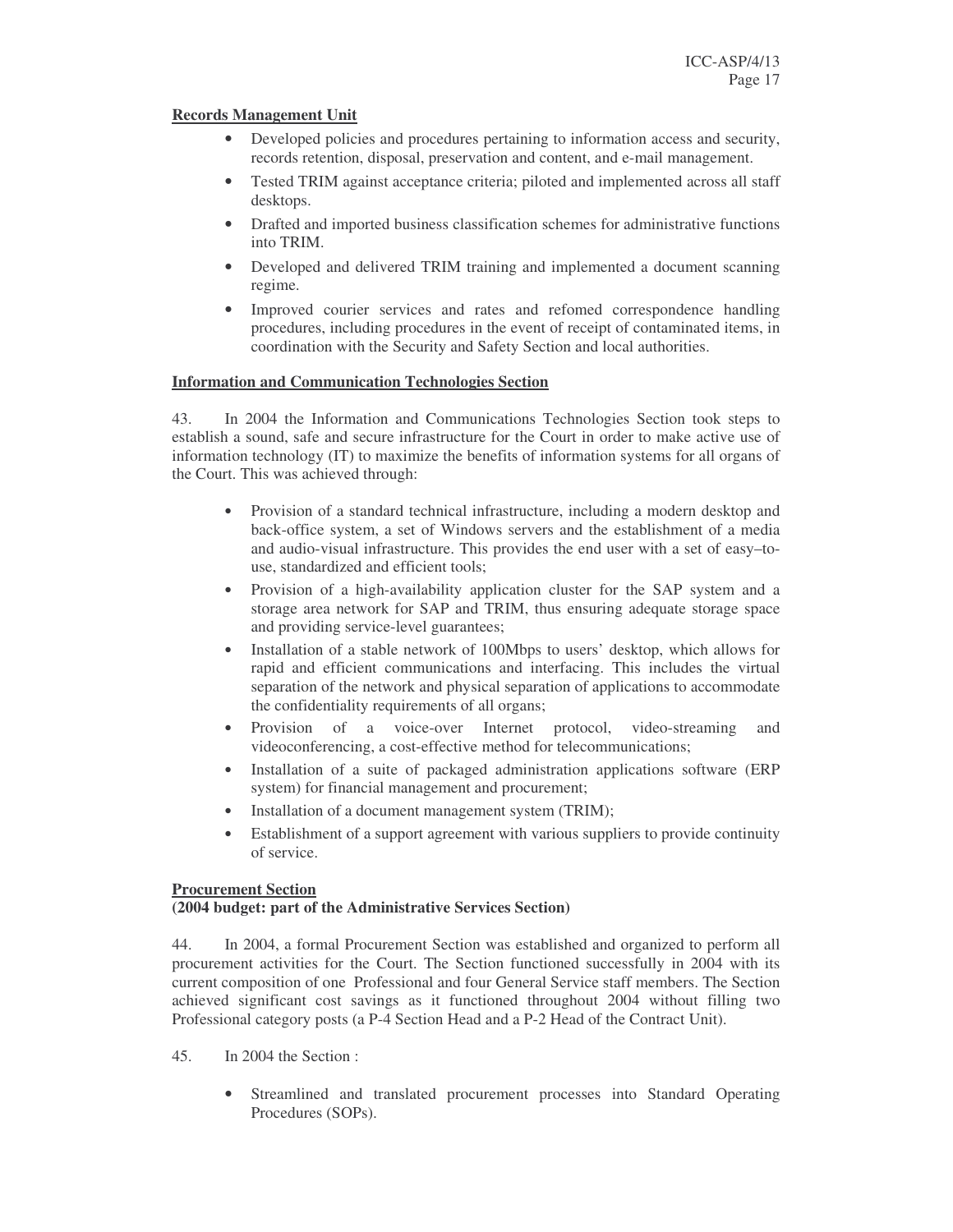**Records Management Unit**

- Developed policies and procedures pertaining to information access and security, records retention, disposal, preservation and content, and e-mail management.
- Tested TRIM against acceptance criteria; piloted and implemented across all staff desktops.
- Drafted and imported business classification schemes for administrative functions into TRIM.
- Developed and delivered TRIM training and implemented a document scanning regime.
- Improved courier services and rates and refomed correspondence handling procedures, including procedures in the event of receipt of contaminated items, in coordination with the Security and Safety Section and local authorities.

**Information and Communication Technologies Section**

43. In 2004 the Information and Communications Technologies Section took steps to establish a sound, safe and secure infrastructure for the Court in order to make active use of information technology (IT) to maximize the benefits of information systems for all organs of the Court. This was achieved through:

- Provision of a standard technical infrastructure, including a modern desktop and back-office system, a set of Windows servers and the establishment of a media and audio-visual infrastructure. This provides the end user with a set of easy–to-use, standardized and efficient tools;
- Provision of a high-availability application cluster for the SAP system and a storage area network for SAP and TRIM, thus ensuring adequate storage space and providing service-level guarantees;
- Installation of a stable network of 100Mbps to users' desktop, which allows for rapid and efficient communications and interfacing. This includes the virtual separation of the network and physical separation of applications to accommodate the confidentiality requirements of all organs;
- Provision of a voice-over Internet protocol, video-streaming and videoconferencing, a cost-effective method for telecommunications;
- Installation of a suite of packaged administration applications software (ERP system) for financial management and procurement;
- Installation of a document management system (TRIM);
- Establishment of a support agreement with various suppliers to provide continuity of service.

**Procurement Section**
**(2004 budget: part of the Administrative Services Section)**

44. In 2004, a formal Procurement Section was established and organized to perform all procurement activities for the Court. The Section functioned successfully in 2004 with its current composition of one Professional and four General Service staff members. The Section achieved significant cost savings as it functioned throughout 2004 without filling two Professional category posts (a P-4 Section Head and a P-2 Head of the Contract Unit).

45. In 2004 the Section :

- Streamlined and translated procurement processes into Standard Operating Procedures (SOPs).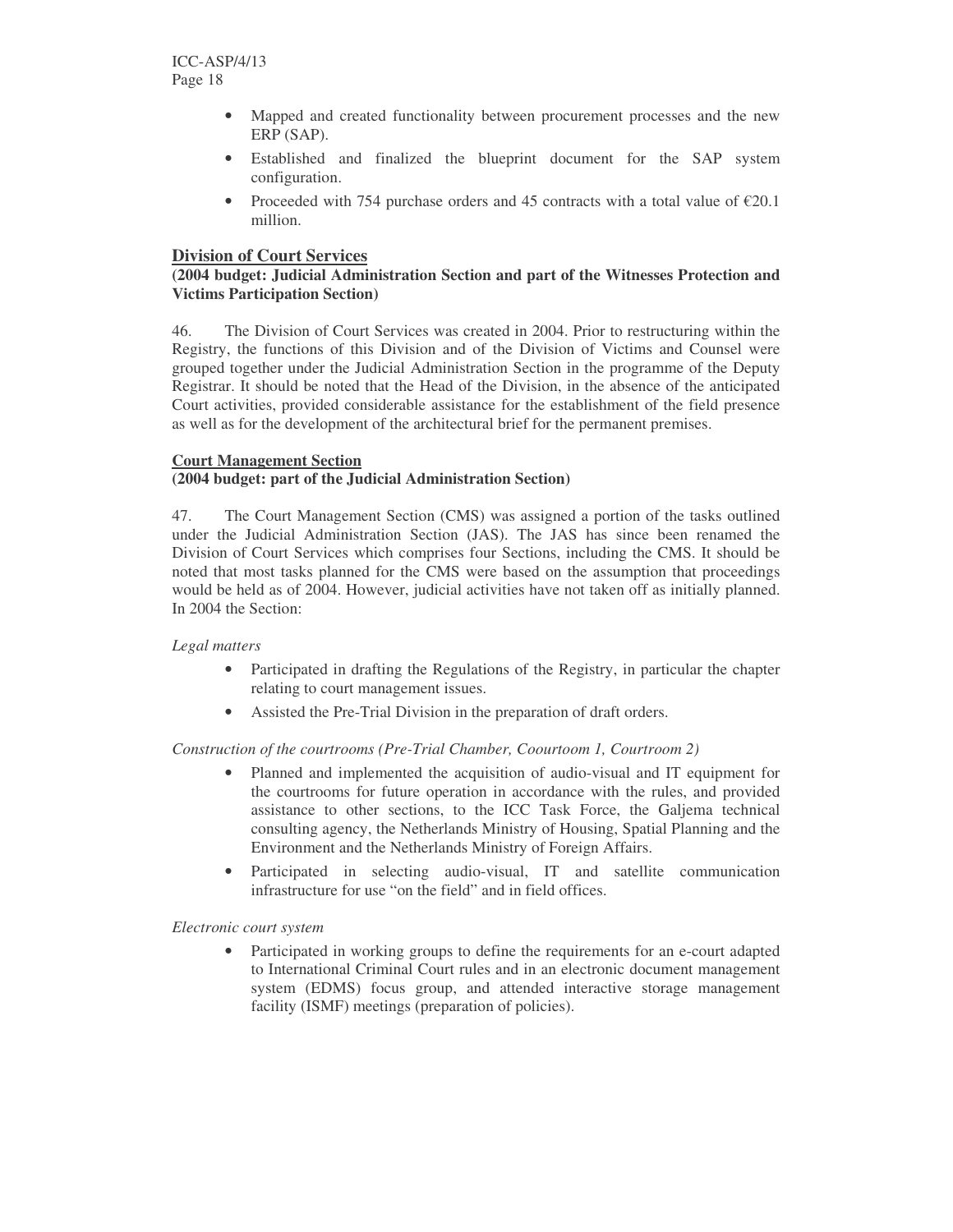- Mapped and created functionality between procurement processes and the new ERP (SAP).
- Established and finalized the blueprint document for the SAP system configuration.
- Proceeded with 754 purchase orders and 45 contracts with a total value of €20.1 million.

## Division of Court Services

**(2004 budget: Judicial Administration Section and part of the Witnesses Protection and Victims Participation Section)**

46. The Division of Court Services was created in 2004. Prior to restructuring within the Registry, the functions of this Division and of the Division of Victims and Counsel were grouped together under the Judicial Administration Section in the programme of the Deputy Registrar. It should be noted that the Head of the Division, in the absence of the anticipated Court activities, provided considerable assistance for the establishment of the field presence as well as for the development of the architectural brief for the permanent premises.

### Court Management Section

**(2004 budget: part of the Judicial Administration Section)**

47. The Court Management Section (CMS) was assigned a portion of the tasks outlined under the Judicial Administration Section (JAS). The JAS has since been renamed the Division of Court Services which comprises four Sections, including the CMS. It should be noted that most tasks planned for the CMS were based on the assumption that proceedings would be held as of 2004. However, judicial activities have not taken off as initially planned. In 2004 the Section:

*Legal matters*

- Participated in drafting the Regulations of the Registry, in particular the chapter relating to court management issues.
- Assisted the Pre-Trial Division in the preparation of draft orders.

*Construction of the courtrooms (Pre-Trial Chamber, Coourtoom 1, Courtroom 2)*

- Planned and implemented the acquisition of audio-visual and IT equipment for the courtrooms for future operation in accordance with the rules, and provided assistance to other sections, to the ICC Task Force, the Galjema technical consulting agency, the Netherlands Ministry of Housing, Spatial Planning and the Environment and the Netherlands Ministry of Foreign Affairs.
- Participated in selecting audio-visual, IT and satellite communication infrastructure for use "on the field" and in field offices.

*Electronic court system*

- Participated in working groups to define the requirements for an e-court adapted to International Criminal Court rules and in an electronic document management system (EDMS) focus group, and attended interactive storage management facility (ISMF) meetings (preparation of policies).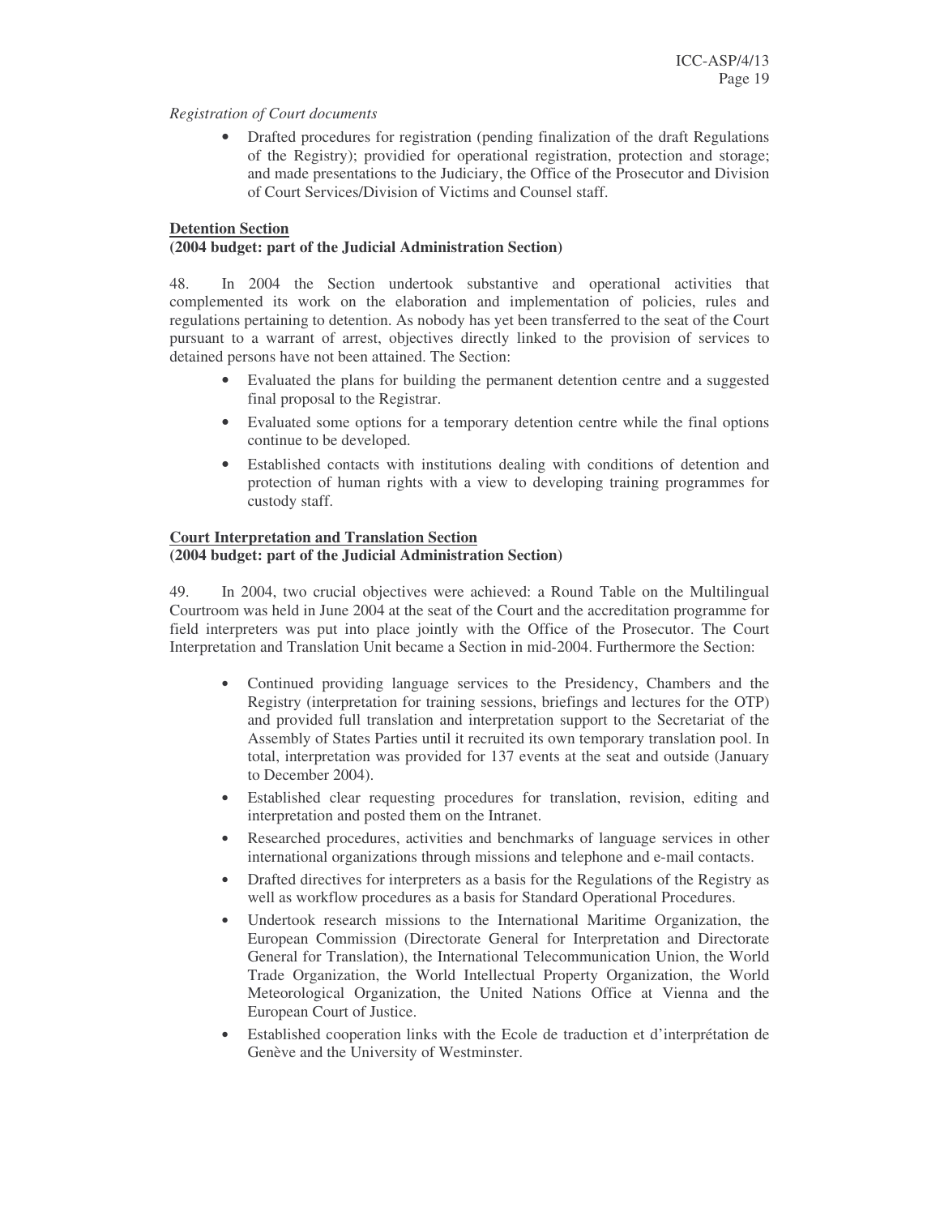*Registration of Court documents*

- Drafted procedures for registration (pending finalization of the draft Regulations of the Registry); providied for operational registration, protection and storage; and made presentations to the Judiciary, the Office of the Prosecutor and Division of Court Services/Division of Victims and Counsel staff.

**Detention Section**
**(2004 budget: part of the Judicial Administration Section)**

48. In 2004 the Section undertook substantive and operational activities that complemented its work on the elaboration and implementation of policies, rules and regulations pertaining to detention. As nobody has yet been transferred to the seat of the Court pursuant to a warrant of arrest, objectives directly linked to the provision of services to detained persons have not been attained. The Section:

- Evaluated the plans for building the permanent detention centre and a suggested final proposal to the Registrar.
- Evaluated some options for a temporary detention centre while the final options continue to be developed.
- Established contacts with institutions dealing with conditions of detention and protection of human rights with a view to developing training programmes for custody staff.

**Court Interpretation and Translation Section**
**(2004 budget: part of the Judicial Administration Section)**

49. In 2004, two crucial objectives were achieved: a Round Table on the Multilingual Courtroom was held in June 2004 at the seat of the Court and the accreditation programme for field interpreters was put into place jointly with the Office of the Prosecutor. The Court Interpretation and Translation Unit became a Section in mid-2004. Furthermore the Section:

- Continued providing language services to the Presidency, Chambers and the Registry (interpretation for training sessions, briefings and lectures for the OTP) and provided full translation and interpretation support to the Secretariat of the Assembly of States Parties until it recruited its own temporary translation pool. In total, interpretation was provided for 137 events at the seat and outside (January to December 2004).
- Established clear requesting procedures for translation, revision, editing and interpretation and posted them on the Intranet.
- Researched procedures, activities and benchmarks of language services in other international organizations through missions and telephone and e-mail contacts.
- Drafted directives for interpreters as a basis for the Regulations of the Registry as well as workflow procedures as a basis for Standard Operational Procedures.
- Undertook research missions to the International Maritime Organization, the European Commission (Directorate General for Interpretation and Directorate General for Translation), the International Telecommunication Union, the World Trade Organization, the World Intellectual Property Organization, the World Meteorological Organization, the United Nations Office at Vienna and the European Court of Justice.
- Established cooperation links with the Ecole de traduction et d'interprétation de Genève and the University of Westminster.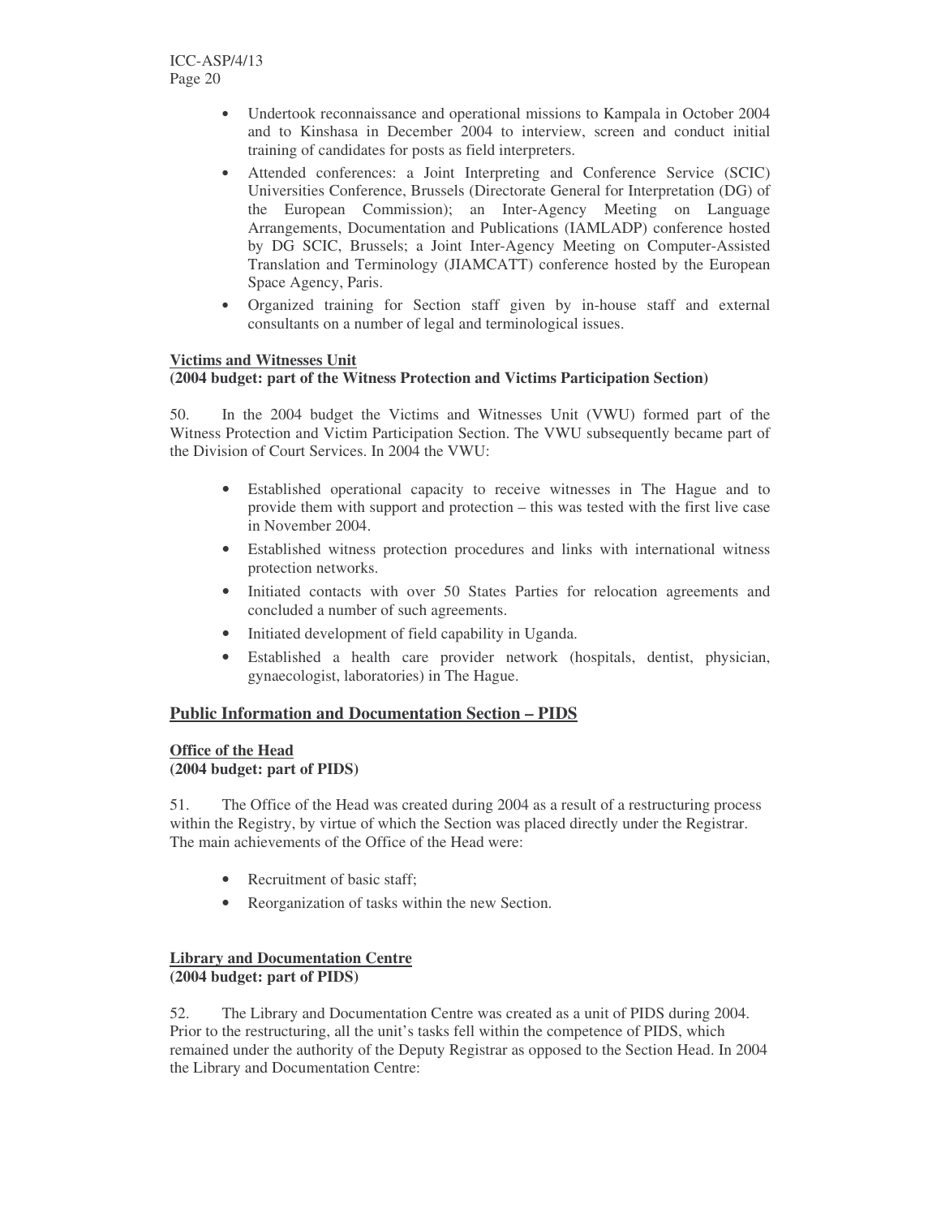- Undertook reconnaissance and operational missions to Kampala in October 2004 and to Kinshasa in December 2004 to interview, screen and conduct initial training of candidates for posts as field interpreters.
- Attended conferences: a Joint Interpreting and Conference Service (SCIC) Universities Conference, Brussels (Directorate General for Interpretation (DG) of the European Commission); an Inter-Agency Meeting on Language Arrangements, Documentation and Publications (IAMLADP) conference hosted by DG SCIC, Brussels; a Joint Inter-Agency Meeting on Computer-Assisted Translation and Terminology (JIAMCATT) conference hosted by the European Space Agency, Paris.
- Organized training for Section staff given by in-house staff and external consultants on a number of legal and terminological issues.

**Victims and Witnesses Unit**
**(2004 budget: part of the Witness Protection and Victims Participation Section)**

50. In the 2004 budget the Victims and Witnesses Unit (VWU) formed part of the Witness Protection and Victim Participation Section. The VWU subsequently became part of the Division of Court Services. In 2004 the VWU:

- Established operational capacity to receive witnesses in The Hague and to provide them with support and protection – this was tested with the first live case in November 2004.
- Established witness protection procedures and links with international witness protection networks.
- Initiated contacts with over 50 States Parties for relocation agreements and concluded a number of such agreements.
- Initiated development of field capability in Uganda.
- Established a health care provider network (hospitals, dentist, physician, gynaecologist, laboratories) in The Hague.

## Public Information and Documentation Section – PIDS

**Office of the Head**
**(2004 budget: part of PIDS)**

51. The Office of the Head was created during 2004 as a result of a restructuring process within the Registry, by virtue of which the Section was placed directly under the Registrar. The main achievements of the Office of the Head were:

- Recruitment of basic staff;
- Reorganization of tasks within the new Section.

**Library and Documentation Centre**
**(2004 budget: part of PIDS)**

52. The Library and Documentation Centre was created as a unit of PIDS during 2004. Prior to the restructuring, all the unit's tasks fell within the competence of PIDS, which remained under the authority of the Deputy Registrar as opposed to the Section Head. In 2004 the Library and Documentation Centre: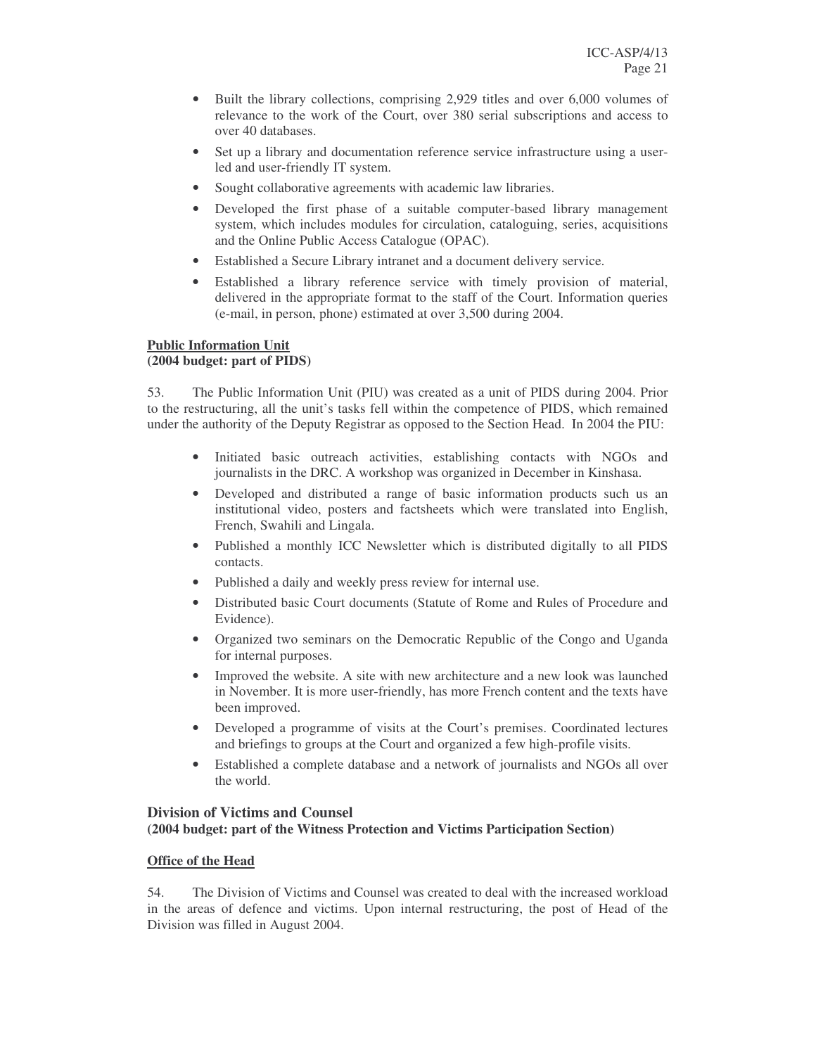- Built the library collections, comprising 2,929 titles and over 6,000 volumes of relevance to the work of the Court, over 380 serial subscriptions and access to over 40 databases.
- Set up a library and documentation reference service infrastructure using a user-led and user-friendly IT system.
- Sought collaborative agreements with academic law libraries.
- Developed the first phase of a suitable computer-based library management system, which includes modules for circulation, cataloguing, series, acquisitions and the Online Public Access Catalogue (OPAC).
- Established a Secure Library intranet and a document delivery service.
- Established a library reference service with timely provision of material, delivered in the appropriate format to the staff of the Court. Information queries (e-mail, in person, phone) estimated at over 3,500 during 2004.

**Public Information Unit**
**(2004 budget: part of PIDS)**

53. The Public Information Unit (PIU) was created as a unit of PIDS during 2004. Prior to the restructuring, all the unit's tasks fell within the competence of PIDS, which remained under the authority of the Deputy Registrar as opposed to the Section Head. In 2004 the PIU:

- Initiated basic outreach activities, establishing contacts with NGOs and journalists in the DRC. A workshop was organized in December in Kinshasa.
- Developed and distributed a range of basic information products such us an institutional video, posters and factsheets which were translated into English, French, Swahili and Lingala.
- Published a monthly ICC Newsletter which is distributed digitally to all PIDS contacts.
- Published a daily and weekly press review for internal use.
- Distributed basic Court documents (Statute of Rome and Rules of Procedure and Evidence).
- Organized two seminars on the Democratic Republic of the Congo and Uganda for internal purposes.
- Improved the website. A site with new architecture and a new look was launched in November. It is more user-friendly, has more French content and the texts have been improved.
- Developed a programme of visits at the Court's premises. Coordinated lectures and briefings to groups at the Court and organized a few high-profile visits.
- Established a complete database and a network of journalists and NGOs all over the world.

## Division of Victims and Counsel
**(2004 budget: part of the Witness Protection and Victims Participation Section)**

**Office of the Head**

54. The Division of Victims and Counsel was created to deal with the increased workload in the areas of defence and victims. Upon internal restructuring, the post of Head of the Division was filled in August 2004.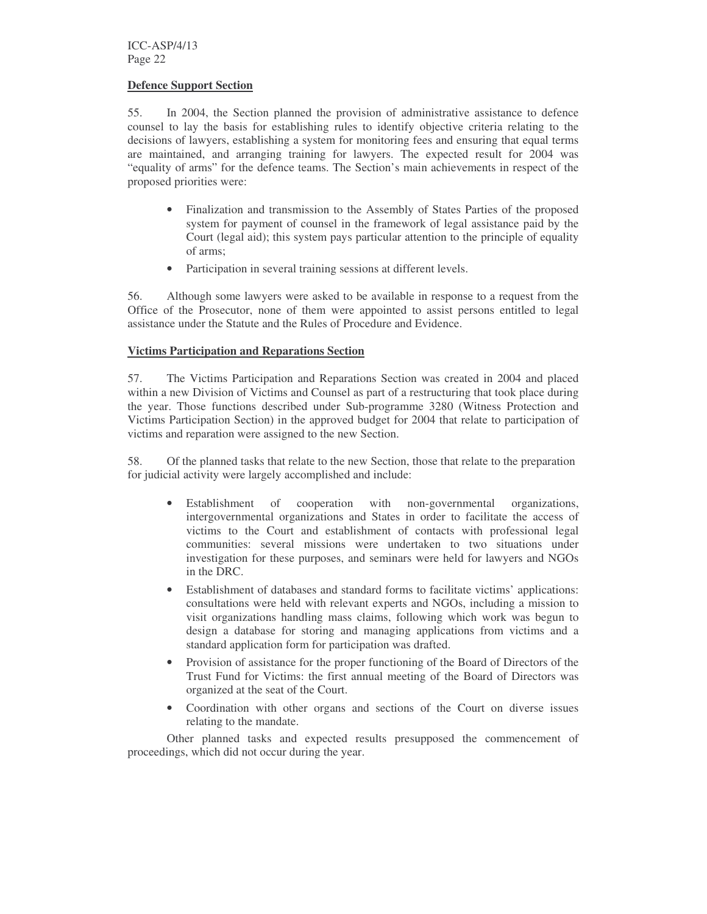**Defence Support Section**

55. In 2004, the Section planned the provision of administrative assistance to defence counsel to lay the basis for establishing rules to identify objective criteria relating to the decisions of lawyers, establishing a system for monitoring fees and ensuring that equal terms are maintained, and arranging training for lawyers. The expected result for 2004 was "equality of arms" for the defence teams. The Section's main achievements in respect of the proposed priorities were:

- Finalization and transmission to the Assembly of States Parties of the proposed system for payment of counsel in the framework of legal assistance paid by the Court (legal aid); this system pays particular attention to the principle of equality of arms;
- Participation in several training sessions at different levels.

56. Although some lawyers were asked to be available in response to a request from the Office of the Prosecutor, none of them were appointed to assist persons entitled to legal assistance under the Statute and the Rules of Procedure and Evidence.

**Victims Participation and Reparations Section**

57. The Victims Participation and Reparations Section was created in 2004 and placed within a new Division of Victims and Counsel as part of a restructuring that took place during the year. Those functions described under Sub-programme 3280 (Witness Protection and Victims Participation Section) in the approved budget for 2004 that relate to participation of victims and reparation were assigned to the new Section.

58. Of the planned tasks that relate to the new Section, those that relate to the preparation for judicial activity were largely accomplished and include:

- Establishment of cooperation with non-governmental organizations, intergovernmental organizations and States in order to facilitate the access of victims to the Court and establishment of contacts with professional legal communities: several missions were undertaken to two situations under investigation for these purposes, and seminars were held for lawyers and NGOs in the DRC.
- Establishment of databases and standard forms to facilitate victims' applications: consultations were held with relevant experts and NGOs, including a mission to visit organizations handling mass claims, following which work was begun to design a database for storing and managing applications from victims and a standard application form for participation was drafted.
- Provision of assistance for the proper functioning of the Board of Directors of the Trust Fund for Victims: the first annual meeting of the Board of Directors was organized at the seat of the Court.
- Coordination with other organs and sections of the Court on diverse issues relating to the mandate.

Other planned tasks and expected results presupposed the commencement of proceedings, which did not occur during the year.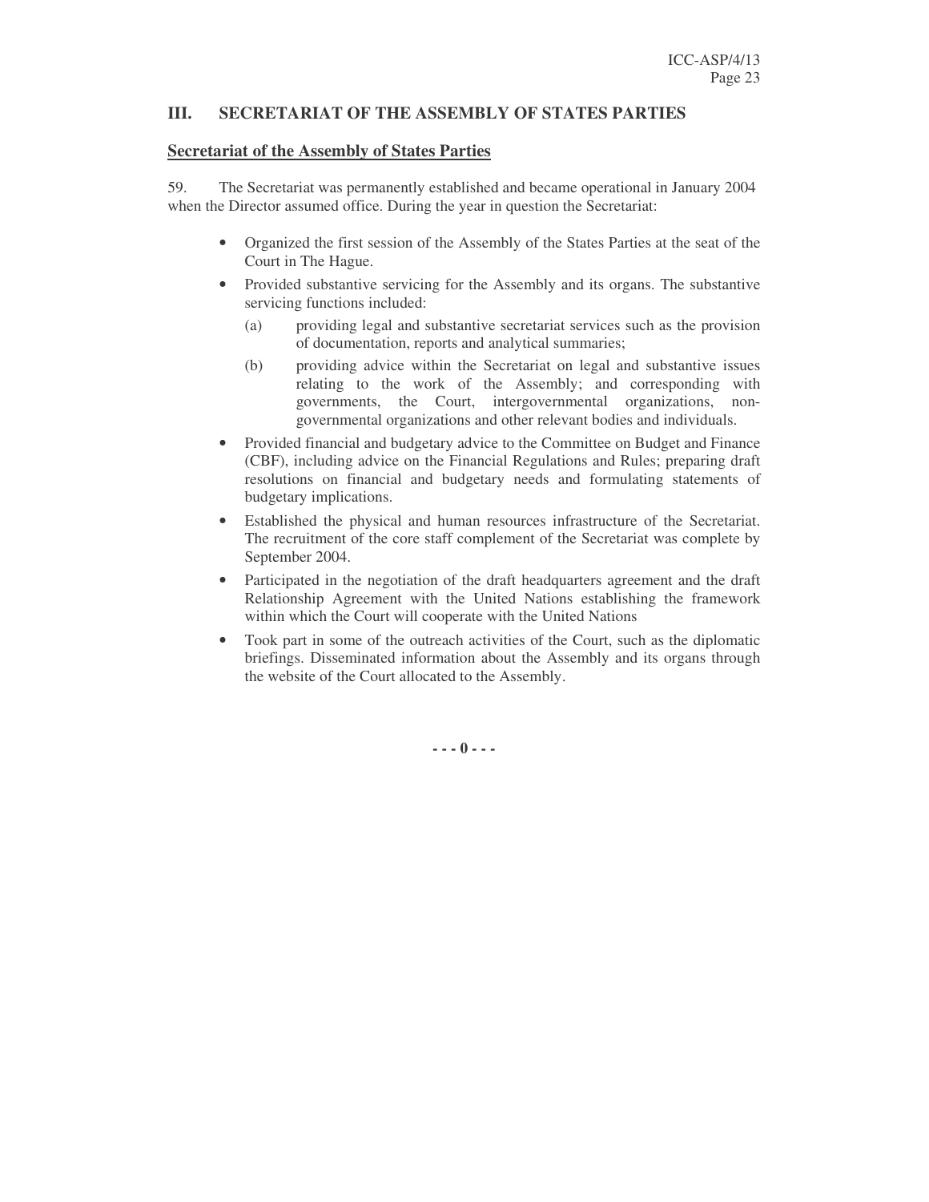## III. SECRETARIAT OF THE ASSEMBLY OF STATES PARTIES

### Secretariat of the Assembly of States Parties

59. The Secretariat was permanently established and became operational in January 2004 when the Director assumed office. During the year in question the Secretariat:

- Organized the first session of the Assembly of the States Parties at the seat of the Court in The Hague.
- Provided substantive servicing for the Assembly and its organs. The substantive servicing functions included:
  - (a) providing legal and substantive secretariat services such as the provision of documentation, reports and analytical summaries;
  - (b) providing advice within the Secretariat on legal and substantive issues relating to the work of the Assembly; and corresponding with governments, the Court, intergovernmental organizations, non-governmental organizations and other relevant bodies and individuals.
- Provided financial and budgetary advice to the Committee on Budget and Finance (CBF), including advice on the Financial Regulations and Rules; preparing draft resolutions on financial and budgetary needs and formulating statements of budgetary implications.
- Established the physical and human resources infrastructure of the Secretariat. The recruitment of the core staff complement of the Secretariat was complete by September 2004.
- Participated in the negotiation of the draft headquarters agreement and the draft Relationship Agreement with the United Nations establishing the framework within which the Court will cooperate with the United Nations
- Took part in some of the outreach activities of the Court, such as the diplomatic briefings. Disseminated information about the Assembly and its organs through the website of the Court allocated to the Assembly.

- - - 0 - - -